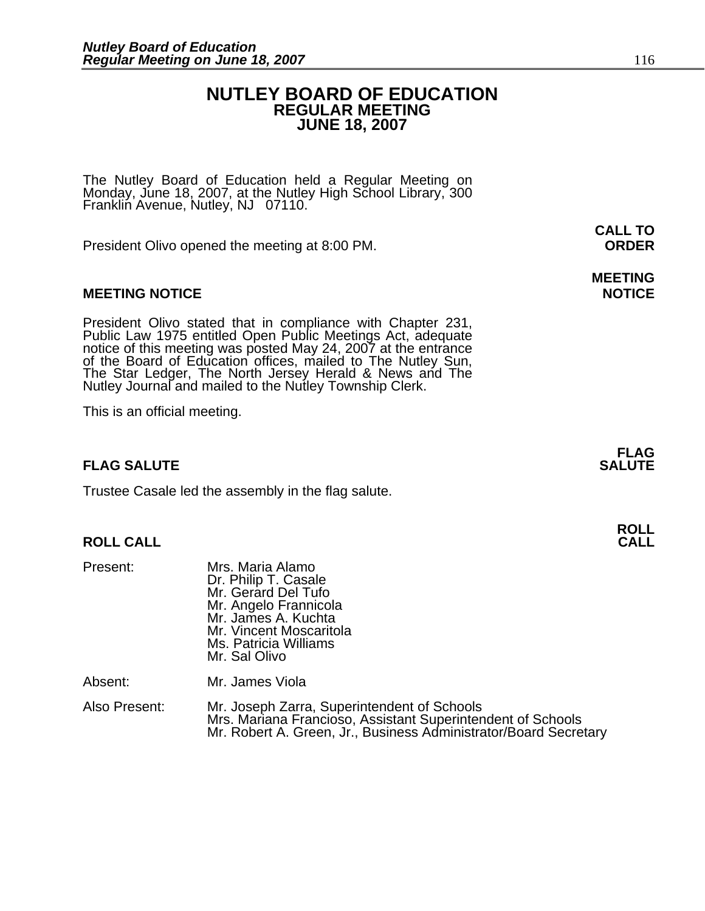# NUTLEY BOARD OF EDUCATION
## REGULAR MEETING
## JUNE 18, 2007

The Nutley Board of Education held a Regular Meeting on Monday, June 18, 2007, at the Nutley High School Library, 300 Franklin Avenue, Nutley, NJ 07110.

**CALL TO ORDER**

President Olivo opened the meeting at 8:00 PM.

**MEETING NOTICE**

President Olivo stated that in compliance with Chapter 231, Public Law 1975 entitled Open Public Meetings Act, adequate notice of this meeting was posted May 24, 2007 at the entrance of the Board of Education offices, mailed to The Nutley Sun, The Star Ledger, The North Jersey Herald & News and The Nutley Journal and mailed to the Nutley Township Clerk.

This is an official meeting.

**FLAG SALUTE**

Trustee Casale led the assembly in the flag salute.

**ROLL CALL**

| | |
|---|---|
| Present: | Mrs. Maria Alamo<br>Dr. Philip T. Casale<br>Mr. Gerard Del Tufo<br>Mr. Angelo Frannicola<br>Mr. James A. Kuchta<br>Mr. Vincent Moscaritola<br>Ms. Patricia Williams<br>Mr. Sal Olivo |
| Absent: | Mr. James Viola |
| Also Present: | Mr. Joseph Zarra, Superintendent of Schools<br>Mrs. Mariana Francioso, Assistant Superintendent of Schools<br>Mr. Robert A. Green, Jr., Business Administrator/Board Secretary |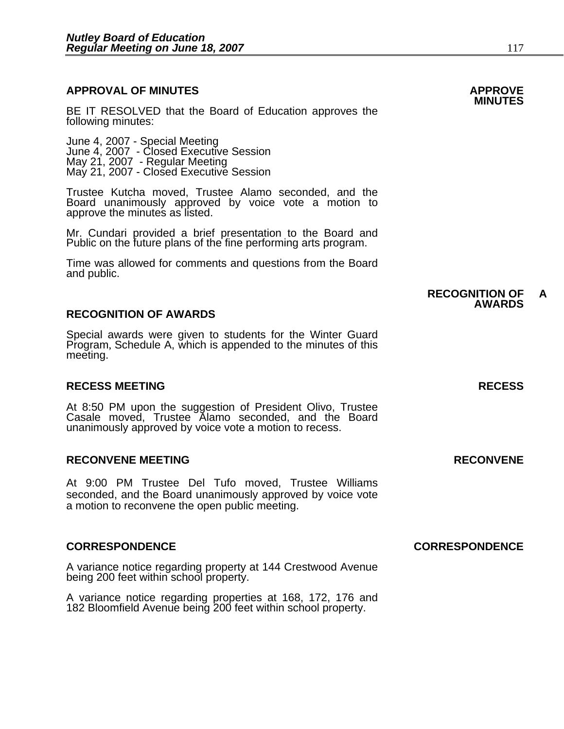## APPROVAL OF MINUTES

**APPROVE MINUTES**

BE IT RESOLVED that the Board of Education approves the following minutes:

June 4, 2007 - Special Meeting
June 4, 2007 - Closed Executive Session
May 21, 2007 - Regular Meeting
May 21, 2007 - Closed Executive Session

Trustee Kutcha moved, Trustee Alamo seconded, and the Board unanimously approved by voice vote a motion to approve the minutes as listed.

Mr. Cundari provided a brief presentation to the Board and Public on the future plans of the fine performing arts program.

Time was allowed for comments and questions from the Board and public.

## RECOGNITION OF AWARDS

**RECOGNITION OF AWARDS**

Special awards were given to students for the Winter Guard Program, Schedule A, which is appended to the minutes of this meeting.

## RECESS MEETING

**RECESS**

At 8:50 PM upon the suggestion of President Olivo, Trustee Casale moved, Trustee Alamo seconded, and the Board unanimously approved by voice vote a motion to recess.

## RECONVENE MEETING

**RECONVENE**

At 9:00 PM Trustee Del Tufo moved, Trustee Williams seconded, and the Board unanimously approved by voice vote a motion to reconvene the open public meeting.

## CORRESPONDENCE

**CORRESPONDENCE**

A variance notice regarding property at 144 Crestwood Avenue being 200 feet within school property.

A variance notice regarding properties at 168, 172, 176 and 182 Bloomfield Avenue being 200 feet within school property.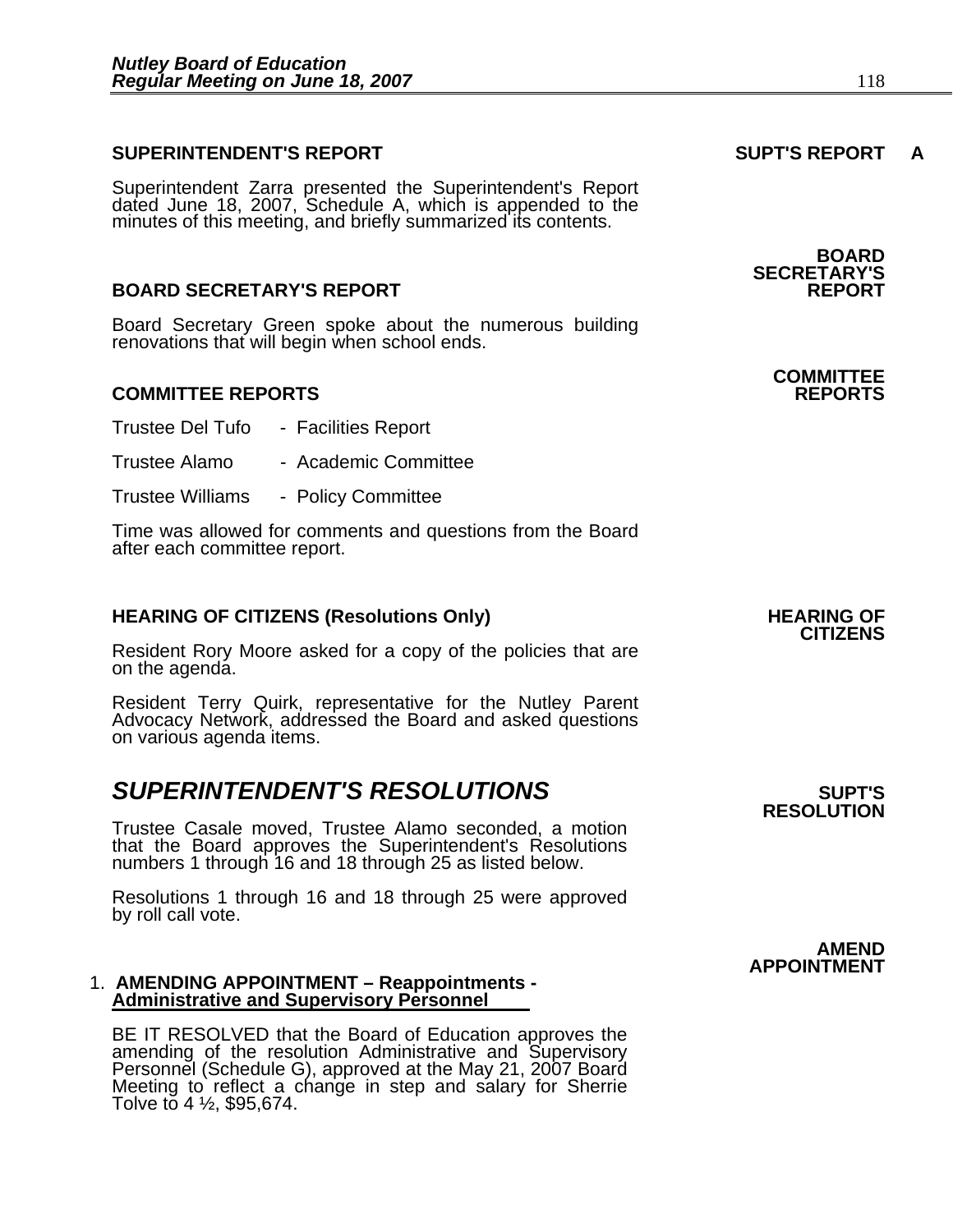**SUPERINTENDENT'S REPORT** **SUPT'S REPORT A**

Superintendent Zarra presented the Superintendent's Report dated June 18, 2007, Schedule A, which is appended to the minutes of this meeting, and briefly summarized its contents.

**BOARD SECRETARY'S REPORT** **BOARD SECRETARY'S REPORT**

Board Secretary Green spoke about the numerous building renovations that will begin when school ends.

**COMMITTEE REPORTS** **COMMITTEE REPORTS**

Trustee Del Tufo - Facilities Report

Trustee Alamo - Academic Committee

Trustee Williams - Policy Committee

Time was allowed for comments and questions from the Board after each committee report.

**HEARING OF CITIZENS (Resolutions Only)** **HEARING OF CITIZENS**

Resident Rory Moore asked for a copy of the policies that are on the agenda.

Resident Terry Quirk, representative for the Nutley Parent Advocacy Network, addressed the Board and asked questions on various agenda items.

## *SUPERINTENDENT'S RESOLUTIONS* **SUPT'S RESOLUTION**

Trustee Casale moved, Trustee Alamo seconded, a motion that the Board approves the Superintendent's Resolutions numbers 1 through 16 and 18 through 25 as listed below.

Resolutions 1 through 16 and 18 through 25 were approved by roll call vote.

**AMEND APPOINTMENT**

1. **AMENDING APPOINTMENT – Reappointments - Administrative and Supervisory Personnel**

BE IT RESOLVED that the Board of Education approves the amending of the resolution Administrative and Supervisory Personnel (Schedule G), approved at the May 21, 2007 Board Meeting to reflect a change in step and salary for Sherrie Tolve to 4 ½, $95,674.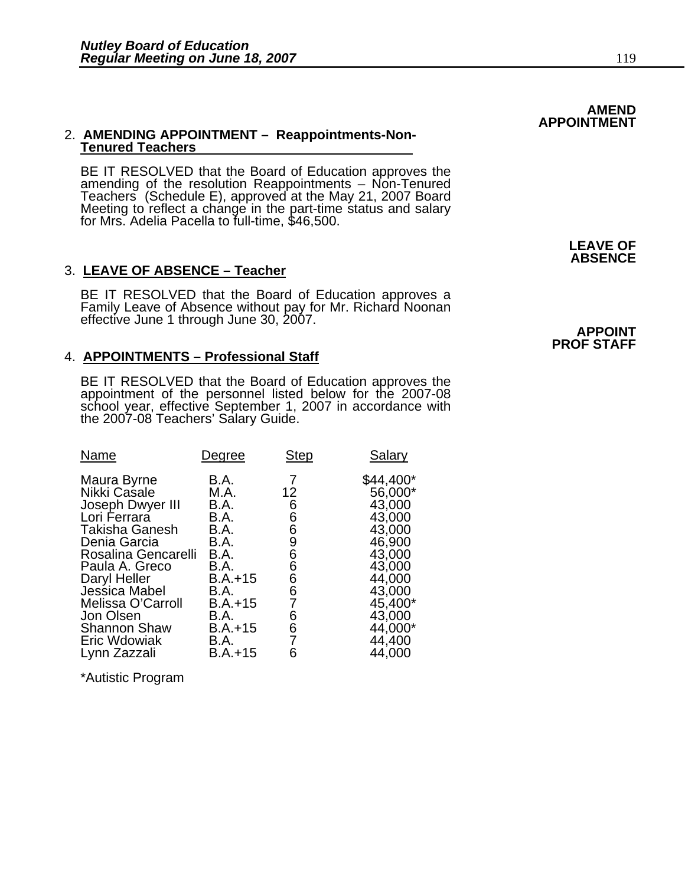**AMEND APPOINTMENT**

2. **AMENDING APPOINTMENT – Reappointments-Non-Tenured Teachers**

   BE IT RESOLVED that the Board of Education approves the amending of the resolution Reappointments – Non-Tenured Teachers (Schedule E), approved at the May 21, 2007 Board Meeting to reflect a change in the part-time status and salary for Mrs. Adelia Pacella to full-time, $46,500.

**LEAVE OF ABSENCE**

3. **LEAVE OF ABSENCE – Teacher**

   BE IT RESOLVED that the Board of Education approves a Family Leave of Absence without pay for Mr. Richard Noonan effective June 1 through June 30, 2007.

**APPOINT PROF STAFF**

4. **APPOINTMENTS – Professional Staff**

   BE IT RESOLVED that the Board of Education approves the appointment of the personnel listed below for the 2007-08 school year, effective September 1, 2007 in accordance with the 2007-08 Teachers' Salary Guide.

| Name | Degree | Step | Salary |
|---|---|---|---|
| Maura Byrne | B.A. | 7 | $44,400* |
| Nikki Casale | M.A. | 12 | 56,000* |
| Joseph Dwyer III | B.A. | 6 | 43,000 |
| Lori Ferrara | B.A. | 6 | 43,000 |
| Takisha Ganesh | B.A. | 6 | 43,000 |
| Denia Garcia | B.A. | 9 | 46,900 |
| Rosalina Gencarelli | B.A. | 6 | 43,000 |
| Paula A. Greco | B.A. | 6 | 43,000 |
| Daryl Heller | B.A.+15 | 6 | 44,000 |
| Jessica Mabel | B.A. | 6 | 43,000 |
| Melissa O'Carroll | B.A.+15 | 7 | 45,400* |
| Jon Olsen | B.A. | 6 | 43,000 |
| Shannon Shaw | B.A.+15 | 6 | 44,000* |
| Eric Wdowiak | B.A. | 7 | 44,400 |
| Lynn Zazzali | B.A.+15 | 6 | 44,000 |

*Autistic Program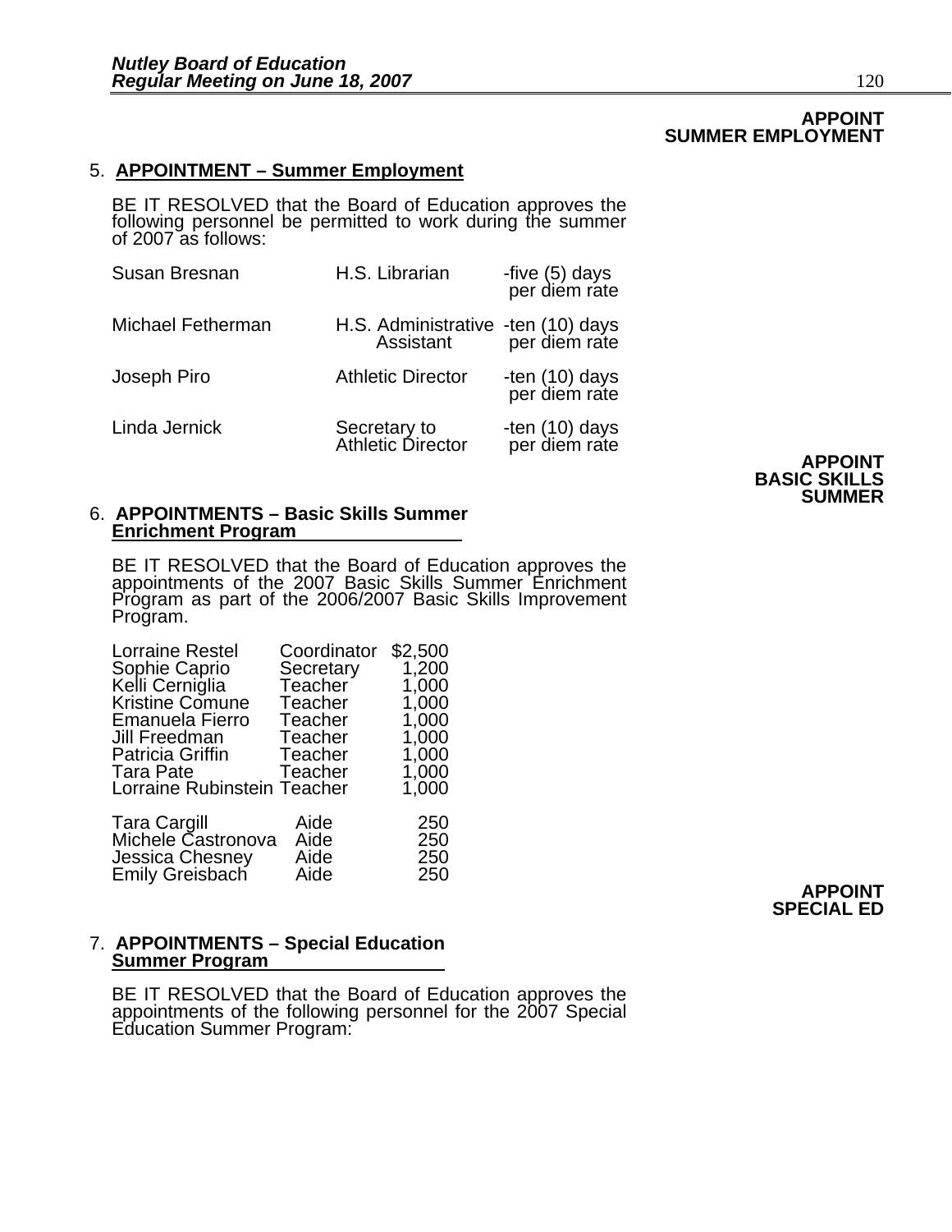**APPOINT SUMMER EMPLOYMENT**

5. **APPOINTMENT – Summer Employment**

BE IT RESOLVED that the Board of Education approves the following personnel be permitted to work during the summer of 2007 as follows:

| | | |
|---|---|---|
| Susan Bresnan | H.S. Librarian | -five (5) days per diem rate |
| Michael Fetherman | H.S. Administrative Assistant | -ten (10) days per diem rate |
| Joseph Piro | Athletic Director | -ten (10) days per diem rate |
| Linda Jernick | Secretary to Athletic Director | -ten (10) days per diem rate |

**APPOINT BASIC SKILLS SUMMER**

6. **APPOINTMENTS – Basic Skills Summer Enrichment Program**

BE IT RESOLVED that the Board of Education approves the appointments of the 2007 Basic Skills Summer Enrichment Program as part of the 2006/2007 Basic Skills Improvement Program.

| | | |
|---|---|---|
| Lorraine Restel | Coordinator | $2,500 |
| Sophie Caprio | Secretary | 1,200 |
| Kelli Cerniglia | Teacher | 1,000 |
| Kristine Comune | Teacher | 1,000 |
| Emanuela Fierro | Teacher | 1,000 |
| Jill Freedman | Teacher | 1,000 |
| Patricia Griffin | Teacher | 1,000 |
| Tara Pate | Teacher | 1,000 |
| Lorraine Rubinstein | Teacher | 1,000 |
| Tara Cargill | Aide | 250 |
| Michele Castronova | Aide | 250 |
| Jessica Chesney | Aide | 250 |
| Emily Greisbach | Aide | 250 |

**APPOINT SPECIAL ED**

7. **APPOINTMENTS – Special Education Summer Program**

BE IT RESOLVED that the Board of Education approves the appointments of the following personnel for the 2007 Special Education Summer Program: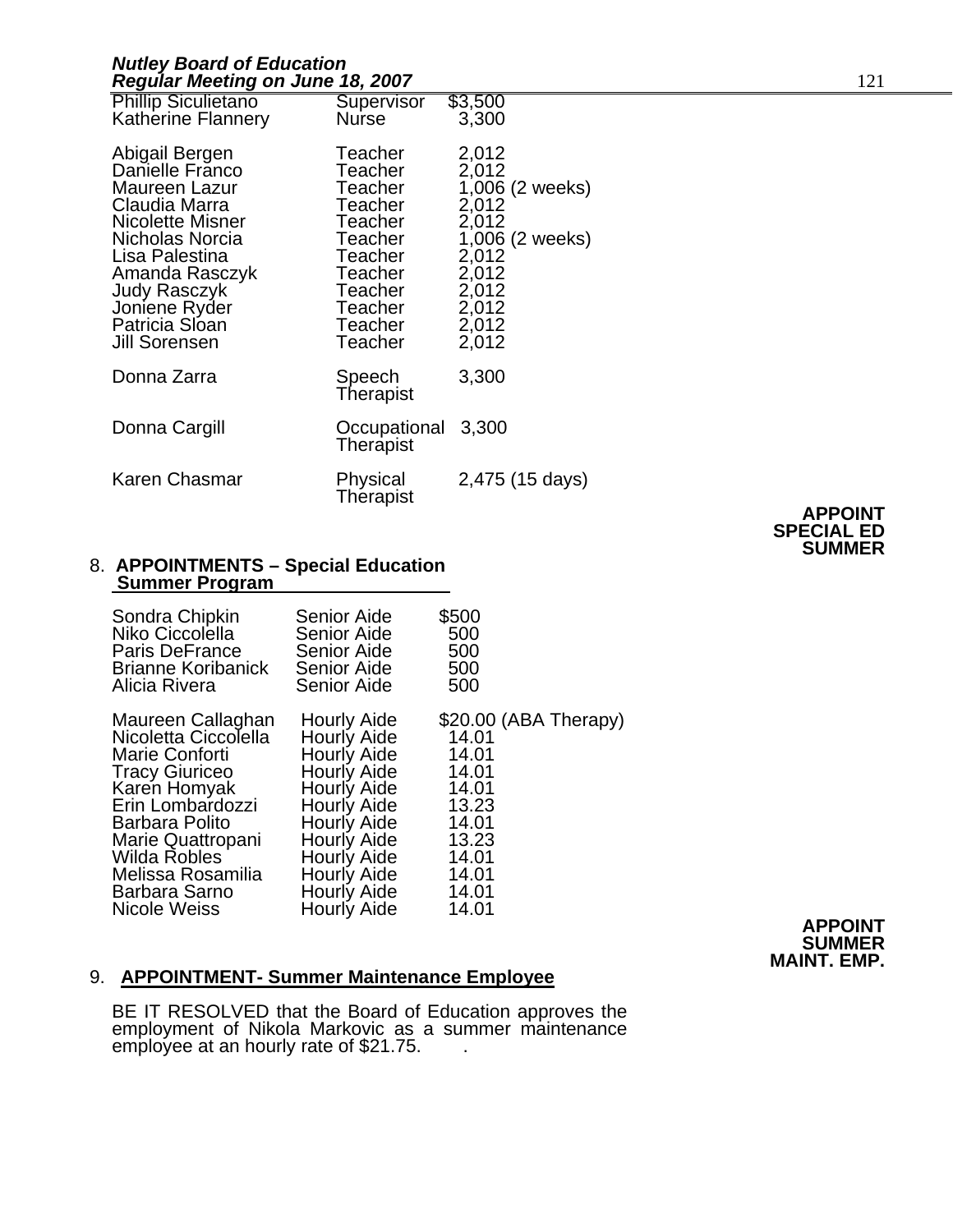| | | |
|---|---|---|
| Phillip Siculietano | Supervisor | $3,500 |
| Katherine Flannery | Nurse | 3,300 |
| Abigail Bergen | Teacher | 2,012 |
| Danielle Franco | Teacher | 2,012 |
| Maureen Lazur | Teacher | 1,006 (2 weeks) |
| Claudia Marra | Teacher | 2,012 |
| Nicolette Misner | Teacher | 2,012 |
| Nicholas Norcia | Teacher | 1,006 (2 weeks) |
| Lisa Palestina | Teacher | 2,012 |
| Amanda Rasczyk | Teacher | 2,012 |
| Judy Rasczyk | Teacher | 2,012 |
| Joniene Ryder | Teacher | 2,012 |
| Patricia Sloan | Teacher | 2,012 |
| Jill Sorensen | Teacher | 2,012 |
| Donna Zarra | Speech Therapist | 3,300 |
| Donna Cargill | Occupational Therapist | 3,300 |
| Karen Chasmar | Physical Therapist | 2,475 (15 days) |

**APPOINT SPECIAL ED SUMMER**

8. **APPOINTMENTS – Special Education Summer Program**

| | | |
|---|---|---|
| Sondra Chipkin | Senior Aide | $500 |
| Niko Ciccolella | Senior Aide | 500 |
| Paris DeFrance | Senior Aide | 500 |
| Brianne Koribanick | Senior Aide | 500 |
| Alicia Rivera | Senior Aide | 500 |
| Maureen Callaghan | Hourly Aide | $20.00 (ABA Therapy) |
| Nicoletta Ciccolella | Hourly Aide | 14.01 |
| Marie Conforti | Hourly Aide | 14.01 |
| Tracy Giuriceo | Hourly Aide | 14.01 |
| Karen Homyak | Hourly Aide | 14.01 |
| Erin Lombardozzi | Hourly Aide | 13.23 |
| Barbara Polito | Hourly Aide | 14.01 |
| Marie Quattropani | Hourly Aide | 13.23 |
| Wilda Robles | Hourly Aide | 14.01 |
| Melissa Rosamilia | Hourly Aide | 14.01 |
| Barbara Sarno | Hourly Aide | 14.01 |
| Nicole Weiss | Hourly Aide | 14.01 |

**APPOINT SUMMER MAINT. EMP.**

9. **APPOINTMENT- Summer Maintenance Employee**

BE IT RESOLVED that the Board of Education approves the employment of Nikola Markovic as a summer maintenance employee at an hourly rate of $21.75.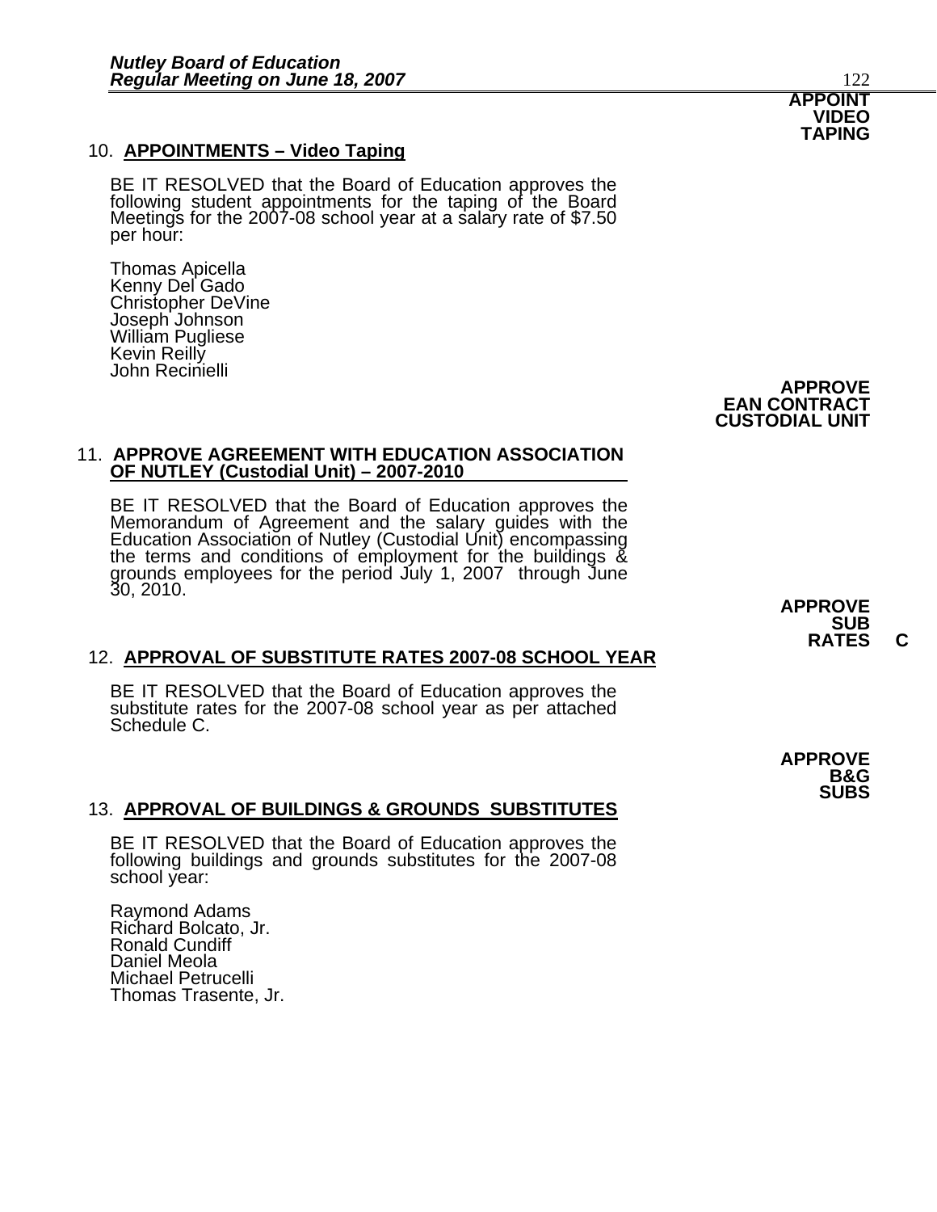**APPOINT VIDEO TAPING**

10. **APPOINTMENTS – Video Taping**

BE IT RESOLVED that the Board of Education approves the following student appointments for the taping of the Board Meetings for the 2007-08 school year at a salary rate of $7.50 per hour:

Thomas Apicella
Kenny Del Gado
Christopher DeVine
Joseph Johnson
William Pugliese
Kevin Reilly
John Recinielli

**APPROVE EAN CONTRACT CUSTODIAL UNIT**

11. **APPROVE AGREEMENT WITH EDUCATION ASSOCIATION OF NUTLEY (Custodial Unit) – 2007-2010**

BE IT RESOLVED that the Board of Education approves the Memorandum of Agreement and the salary guides with the Education Association of Nutley (Custodial Unit) encompassing the terms and conditions of employment for the buildings & grounds employees for the period July 1, 2007 through June 30, 2010.

**APPROVE SUB RATES C**

12. **APPROVAL OF SUBSTITUTE RATES 2007-08 SCHOOL YEAR**

BE IT RESOLVED that the Board of Education approves the substitute rates for the 2007-08 school year as per attached Schedule C.

**APPROVE B&G SUBS**

13. **APPROVAL OF BUILDINGS & GROUNDS SUBSTITUTES**

BE IT RESOLVED that the Board of Education approves the following buildings and grounds substitutes for the 2007-08 school year:

Raymond Adams
Richard Bolcato, Jr.
Ronald Cundiff
Daniel Meola
Michael Petrucelli
Thomas Trasente, Jr.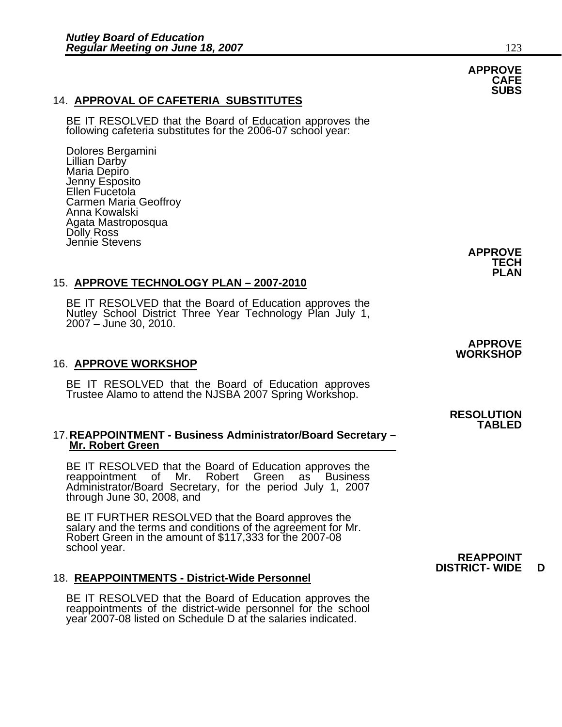**APPROVE CAFE SUBS**

14. **APPROVAL OF CAFETERIA SUBSTITUTES**

BE IT RESOLVED that the Board of Education approves the following cafeteria substitutes for the 2006-07 school year:

Dolores Bergamini
Lillian Darby
Maria Depiro
Jenny Esposito
Ellen Fucetola
Carmen Maria Geoffroy
Anna Kowalski
Agata Mastroposqua
Dolly Ross
Jennie Stevens

**APPROVE TECH PLAN**

15. **APPROVE TECHNOLOGY PLAN – 2007-2010**

BE IT RESOLVED that the Board of Education approves the Nutley School District Three Year Technology Plan July 1, 2007 – June 30, 2010.

**APPROVE WORKSHOP**

16. **APPROVE WORKSHOP**

BE IT RESOLVED that the Board of Education approves Trustee Alamo to attend the NJSBA 2007 Spring Workshop.

**RESOLUTION TABLED**

17. **REAPPOINTMENT - Business Administrator/Board Secretary – Mr. Robert Green**

BE IT RESOLVED that the Board of Education approves the reappointment of Mr. Robert Green as Business Administrator/Board Secretary, for the period July 1, 2007 through June 30, 2008, and

BE IT FURTHER RESOLVED that the Board approves the salary and the terms and conditions of the agreement for Mr. Robert Green in the amount of $117,333 for the 2007-08 school year.

**REAPPOINT DISTRICT- WIDE D**

18. **REAPPOINTMENTS - District-Wide Personnel**

BE IT RESOLVED that the Board of Education approves the reappointments of the district-wide personnel for the school year 2007-08 listed on Schedule D at the salaries indicated.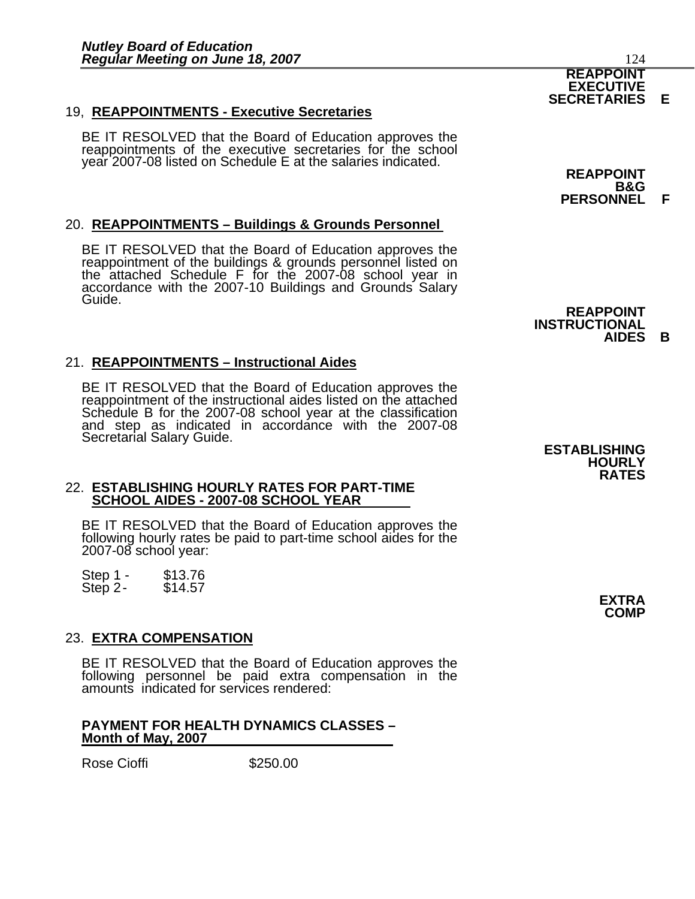**REAPPOINT EXECUTIVE SECRETARIES E**

19, **REAPPOINTMENTS - Executive Secretaries**

BE IT RESOLVED that the Board of Education approves the reappointments of the executive secretaries for the school year 2007-08 listed on Schedule E at the salaries indicated.

**REAPPOINT B&G PERSONNEL F**

20. **REAPPOINTMENTS – Buildings & Grounds Personnel**

BE IT RESOLVED that the Board of Education approves the reappointment of the buildings & grounds personnel listed on the attached Schedule F for the 2007-08 school year in accordance with the 2007-10 Buildings and Grounds Salary Guide.

**REAPPOINT INSTRUCTIONAL AIDES B**

21. **REAPPOINTMENTS – Instructional Aides**

BE IT RESOLVED that the Board of Education approves the reappointment of the instructional aides listed on the attached Schedule B for the 2007-08 school year at the classification and step as indicated in accordance with the 2007-08 Secretarial Salary Guide.

**ESTABLISHING HOURLY RATES**

22. **ESTABLISHING HOURLY RATES FOR PART-TIME SCHOOL AIDES - 2007-08 SCHOOL YEAR**

BE IT RESOLVED that the Board of Education approves the following hourly rates be paid to part-time school aides for the 2007-08 school year:

Step 1 - $13.76
Step 2 - $14.57

**EXTRA COMP**

23. **EXTRA COMPENSATION**

BE IT RESOLVED that the Board of Education approves the following personnel be paid extra compensation in the amounts indicated for services rendered:

**PAYMENT FOR HEALTH DYNAMICS CLASSES – Month of May, 2007**

Rose Cioffi $250.00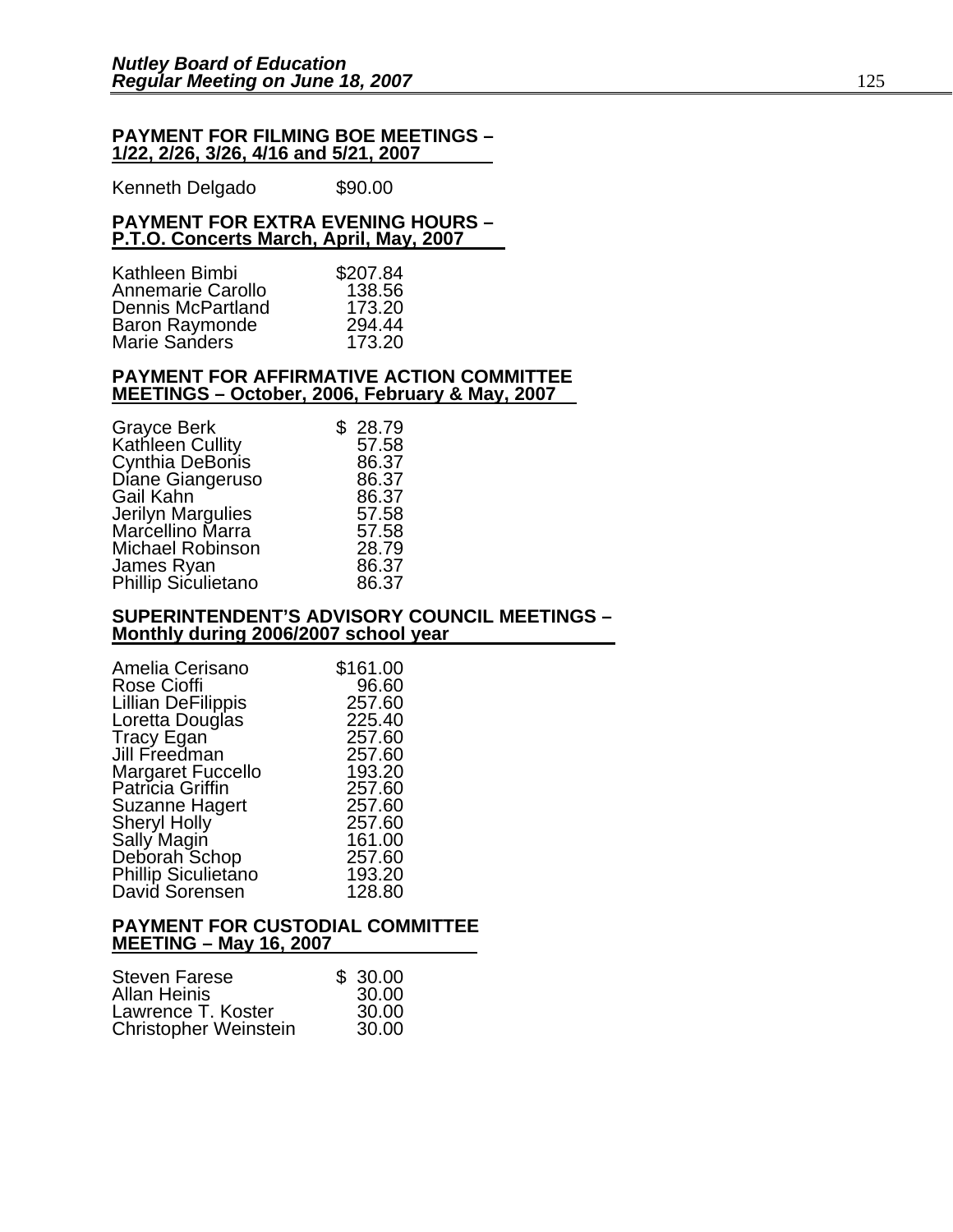**PAYMENT FOR FILMING BOE MEETINGS – 1/22, 2/26, 3/26, 4/16 and 5/21, 2007**

| | |
|---|---|
| Kenneth Delgado | $90.00 |

**PAYMENT FOR EXTRA EVENING HOURS – P.T.O. Concerts March, April, May, 2007**

| | |
|---|---|
| Kathleen Bimbi | $207.84 |
| Annemarie Carollo | 138.56 |
| Dennis McPartland | 173.20 |
| Baron Raymonde | 294.44 |
| Marie Sanders | 173.20 |

**PAYMENT FOR AFFIRMATIVE ACTION COMMITTEE MEETINGS – October, 2006, February & May, 2007**

| | |
|---|---|
| Grayce Berk | $ 28.79 |
| Kathleen Cullity | 57.58 |
| Cynthia DeBonis | 86.37 |
| Diane Giangeruso | 86.37 |
| Gail Kahn | 86.37 |
| Jerilyn Margulies | 57.58 |
| Marcellino Marra | 57.58 |
| Michael Robinson | 28.79 |
| James Ryan | 86.37 |
| Phillip Siculietano | 86.37 |

**SUPERINTENDENT'S ADVISORY COUNCIL MEETINGS – Monthly during 2006/2007 school year**

| | |
|---|---|
| Amelia Cerisano | $161.00 |
| Rose Cioffi | 96.60 |
| Lillian DeFilippis | 257.60 |
| Loretta Douglas | 225.40 |
| Tracy Egan | 257.60 |
| Jill Freedman | 257.60 |
| Margaret Fuccello | 193.20 |
| Patricia Griffin | 257.60 |
| Suzanne Hagert | 257.60 |
| Sheryl Holly | 257.60 |
| Sally Magin | 161.00 |
| Deborah Schop | 257.60 |
| Phillip Siculietano | 193.20 |
| David Sorensen | 128.80 |

**PAYMENT FOR CUSTODIAL COMMITTEE MEETING – May 16, 2007**

| | |
|---|---|
| Steven Farese | $ 30.00 |
| Allan Heinis | 30.00 |
| Lawrence T. Koster | 30.00 |
| Christopher Weinstein | 30.00 |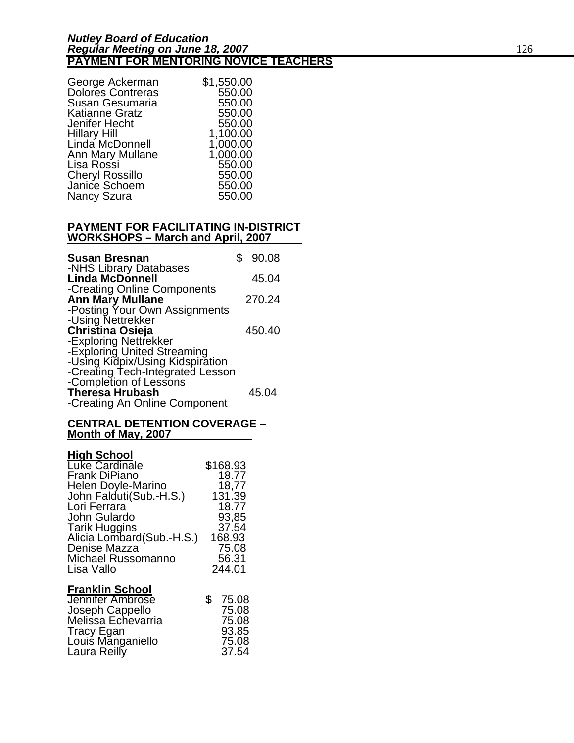## PAYMENT FOR MENTORING NOVICE TEACHERS

| | |
|---|---|
| George Ackerman | $1,550.00 |
| Dolores Contreras | 550.00 |
| Susan Gesumaria | 550.00 |
| Katianne Gratz | 550.00 |
| Jenifer Hecht | 550.00 |
| Hillary Hill | 1,100.00 |
| Linda McDonnell | 1,000.00 |
| Ann Mary Mullane | 1,000.00 |
| Lisa Rossi | 550.00 |
| Cheryl Rossillo | 550.00 |
| Janice Schoem | 550.00 |
| Nancy Szura | 550.00 |

## PAYMENT FOR FACILITATING IN-DISTRICT WORKSHOPS – March and April, 2007

| | |
|---|---|
| **Susan Bresnan** | $ 90.08 |
| -NHS Library Databases | |
| **Linda McDonnell** | 45.04 |
| -Creating Online Components | |
| **Ann Mary Mullane** | 270.24 |
| -Posting Your Own Assignments | |
| -Using Nettrekker | |
| **Christina Osieja** | 450.40 |
| -Exploring Nettrekker | |
| -Exploring United Streaming | |
| -Using Kidpix/Using Kidspiration | |
| -Creating Tech-Integrated Lesson | |
| -Completion of Lessons | |
| **Theresa Hrubash** | 45.04 |
| -Creating An Online Component | |

## CENTRAL DETENTION COVERAGE – Month of May, 2007

**High School**

| | |
|---|---|
| Luke Cardinale | $168.93 |
| Frank DiPiano | 18.77 |
| Helen Doyle-Marino | 18,77 |
| John Falduti(Sub.-H.S.) | 131.39 |
| Lori Ferrara | 18.77 |
| John Gulardo | 93,85 |
| Tarik Huggins | 37.54 |
| Alicia Lombard(Sub.-H.S.) | 168.93 |
| Denise Mazza | 75.08 |
| Michael Russomanno | 56.31 |
| Lisa Vallo | 244.01 |

**Franklin School**

| | |
|---|---|
| Jennifer Ambrose | $ 75.08 |
| Joseph Cappello | 75.08 |
| Melissa Echevarria | 75.08 |
| Tracy Egan | 93.85 |
| Louis Manganiello | 75.08 |
| Laura Reilly | 37.54 |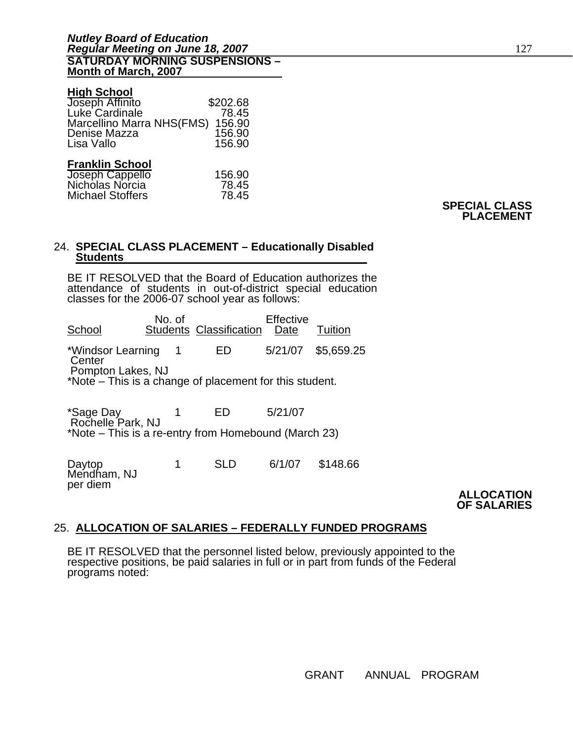**SATURDAY MORNING SUSPENSIONS – Month of March, 2007**

**High School**

| | |
|---|---|
| Joseph Affinito | $202.68 |
| Luke Cardinale | 78.45 |
| Marcellino Marra NHS(FMS) | 156.90 |
| Denise Mazza | 156.90 |
| Lisa Vallo | 156.90 |

**Franklin School**

| | |
|---|---|
| Joseph Cappello | 156.90 |
| Nicholas Norcia | 78.45 |
| Michael Stoffers | 78.45 |

**SPECIAL CLASS PLACEMENT**

24. **SPECIAL CLASS PLACEMENT – Educationally Disabled Students**

BE IT RESOLVED that the Board of Education authorizes the attendance of students in out-of-district special education classes for the 2006-07 school year as follows:

| School | No. of Students | Classification | Effective Date | Tuition |
|---|---|---|---|---|
| *Windsor Learning Center Pompton Lakes, NJ | 1 | ED | 5/21/07 | $5,659.25 |

*Note – This is a change of placement for this student.

| School | No. of Students | Classification | Effective Date | Tuition |
|---|---|---|---|---|
| *Sage Day Rochelle Park, NJ | 1 | ED | 5/21/07 | |

*Note – This is a re-entry from Homebound (March 23)

| School | No. of Students | Classification | Effective Date | Tuition |
|---|---|---|---|---|
| Daytop Mendham, NJ per diem | 1 | SLD | 6/1/07 | $148.66 |

**ALLOCATION OF SALARIES**

25. **ALLOCATION OF SALARIES – FEDERALLY FUNDED PROGRAMS**

BE IT RESOLVED that the personnel listed below, previously appointed to the respective positions, be paid salaries in full or in part from funds of the Federal programs noted:

GRANT ANNUAL PROGRAM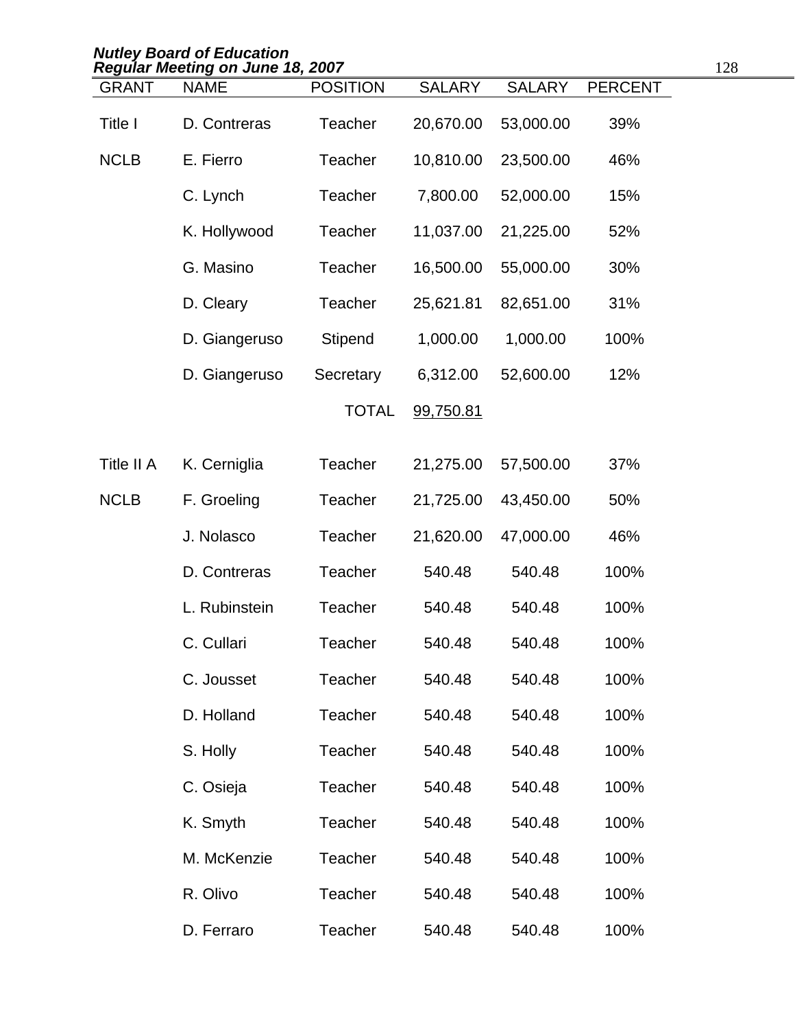| GRANT | NAME | POSITION | SALARY | SALARY | PERCENT |
|---|---|---|---|---|---|
| Title I | D. Contreras | Teacher | 20,670.00 | 53,000.00 | 39% |
| NCLB | E. Fierro | Teacher | 10,810.00 | 23,500.00 | 46% |
| | C. Lynch | Teacher | 7,800.00 | 52,000.00 | 15% |
| | K. Hollywood | Teacher | 11,037.00 | 21,225.00 | 52% |
| | G. Masino | Teacher | 16,500.00 | 55,000.00 | 30% |
| | D. Cleary | Teacher | 25,621.81 | 82,651.00 | 31% |
| | D. Giangeruso | Stipend | 1,000.00 | 1,000.00 | 100% |
| | D. Giangeruso | Secretary | 6,312.00 | 52,600.00 | 12% |
| | | TOTAL | 99,750.81 | | |
| Title II A | K. Cerniglia | Teacher | 21,275.00 | 57,500.00 | 37% |
| NCLB | F. Groeling | Teacher | 21,725.00 | 43,450.00 | 50% |
| | J. Nolasco | Teacher | 21,620.00 | 47,000.00 | 46% |
| | D. Contreras | Teacher | 540.48 | 540.48 | 100% |
| | L. Rubinstein | Teacher | 540.48 | 540.48 | 100% |
| | C. Cullari | Teacher | 540.48 | 540.48 | 100% |
| | C. Jousset | Teacher | 540.48 | 540.48 | 100% |
| | D. Holland | Teacher | 540.48 | 540.48 | 100% |
| | S. Holly | Teacher | 540.48 | 540.48 | 100% |
| | C. Osieja | Teacher | 540.48 | 540.48 | 100% |
| | K. Smyth | Teacher | 540.48 | 540.48 | 100% |
| | M. McKenzie | Teacher | 540.48 | 540.48 | 100% |
| | R. Olivo | Teacher | 540.48 | 540.48 | 100% |
| | D. Ferraro | Teacher | 540.48 | 540.48 | 100% |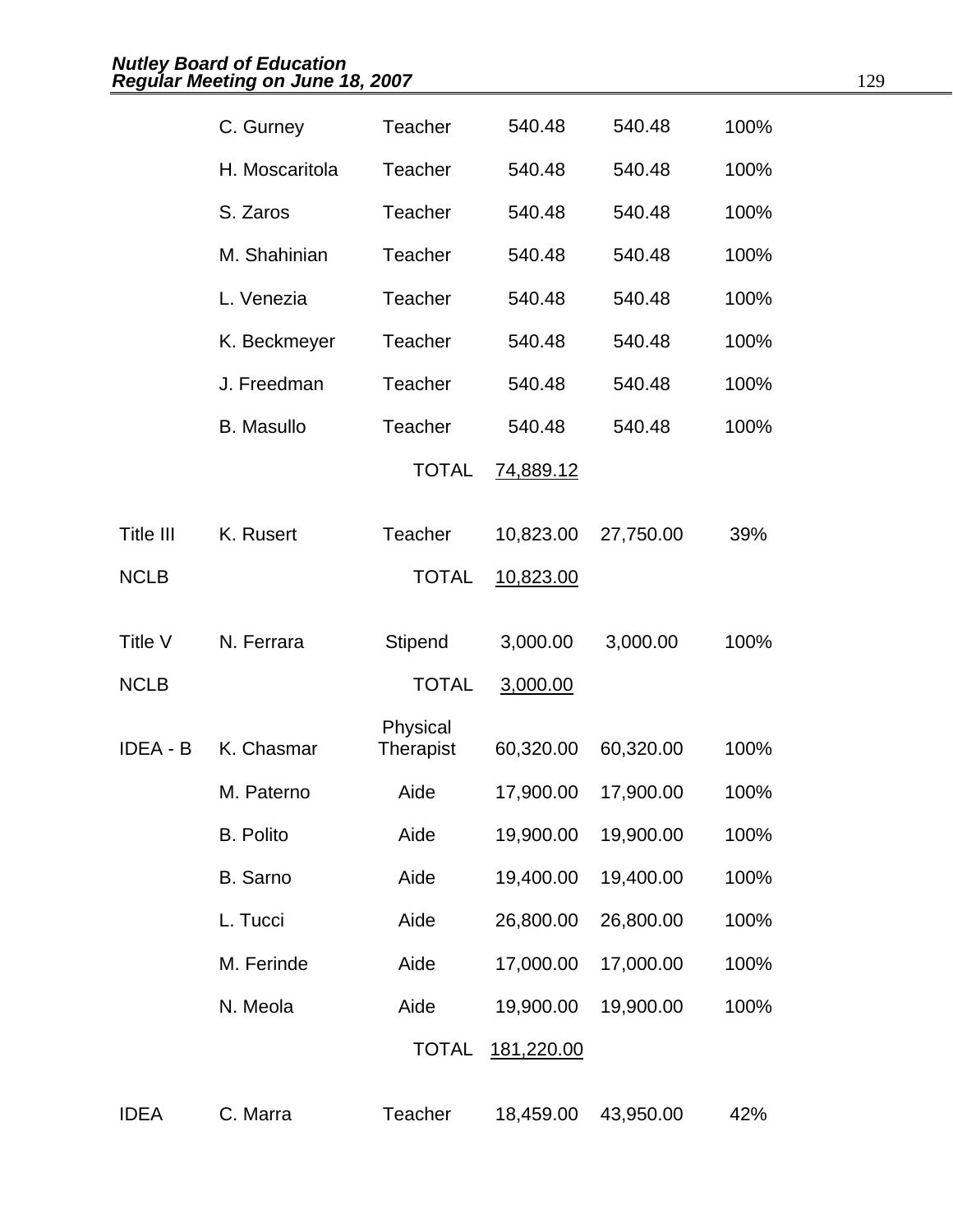| | | | | | |
|---|---|---|---|---|---|
| | C. Gurney | Teacher | 540.48 | 540.48 | 100% |
| | H. Moscaritola | Teacher | 540.48 | 540.48 | 100% |
| | S. Zaros | Teacher | 540.48 | 540.48 | 100% |
| | M. Shahinian | Teacher | 540.48 | 540.48 | 100% |
| | L. Venezia | Teacher | 540.48 | 540.48 | 100% |
| | K. Beckmeyer | Teacher | 540.48 | 540.48 | 100% |
| | J. Freedman | Teacher | 540.48 | 540.48 | 100% |
| | B. Masullo | Teacher | 540.48 | 540.48 | 100% |
| | | TOTAL | 74,889.12 | | |
| Title III | K. Rusert | Teacher | 10,823.00 | 27,750.00 | 39% |
| NCLB | | TOTAL | 10,823.00 | | |
| Title V | N. Ferrara | Stipend | 3,000.00 | 3,000.00 | 100% |
| NCLB | | TOTAL | 3,000.00 | | |
| IDEA - B | K. Chasmar | Physical Therapist | 60,320.00 | 60,320.00 | 100% |
| | M. Paterno | Aide | 17,900.00 | 17,900.00 | 100% |
| | B. Polito | Aide | 19,900.00 | 19,900.00 | 100% |
| | B. Sarno | Aide | 19,400.00 | 19,400.00 | 100% |
| | L. Tucci | Aide | 26,800.00 | 26,800.00 | 100% |
| | M. Ferinde | Aide | 17,000.00 | 17,000.00 | 100% |
| | N. Meola | Aide | 19,900.00 | 19,900.00 | 100% |
| | | TOTAL | 181,220.00 | | |
| IDEA | C. Marra | Teacher | 18,459.00 | 43,950.00 | 42% |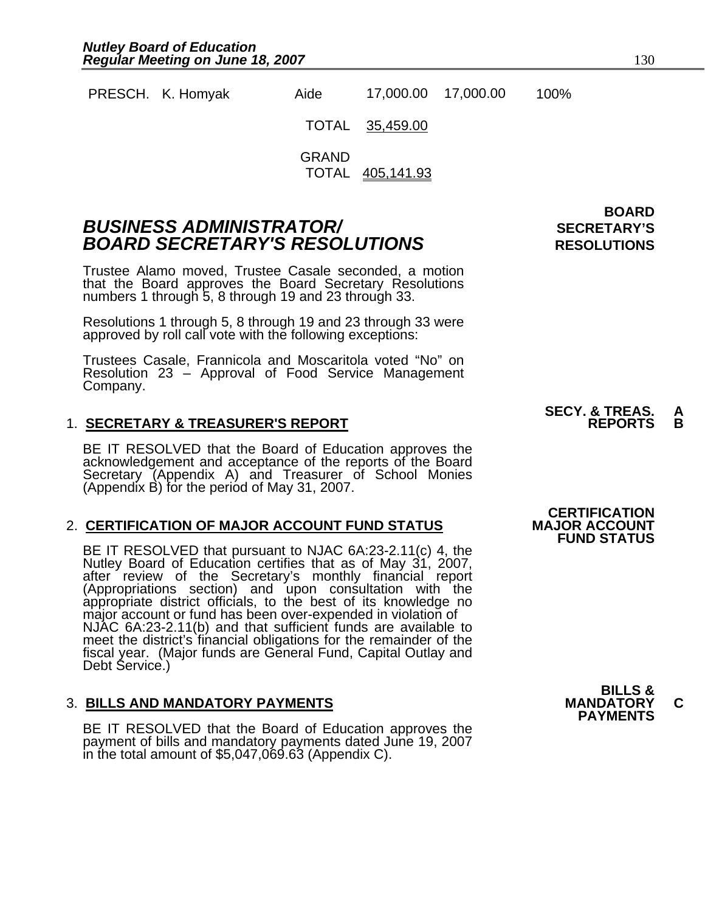| | | | | | |
|---|---|---|---|---|---|
| PRESCH. | K. Homyak | Aide | 17,000.00 | 17,000.00 | 100% |
| | | TOTAL | 35,459.00 | | |
| | | GRAND TOTAL | 405,141.93 | | |

## *BUSINESS ADMINISTRATOR/ BOARD SECRETARY'S RESOLUTIONS*

**BOARD SECRETARY'S RESOLUTIONS**

Trustee Alamo moved, Trustee Casale seconded, a motion that the Board approves the Board Secretary Resolutions numbers 1 through 5, 8 through 19 and 23 through 33.

Resolutions 1 through 5, 8 through 19 and 23 through 33 were approved by roll call vote with the following exceptions:

Trustees Casale, Frannicola and Moscaritola voted "No" on Resolution 23 – Approval of Food Service Management Company.

**SECY. & TREAS. REPORTS A B**

1. **SECRETARY & TREASURER'S REPORT**

   BE IT RESOLVED that the Board of Education approves the acknowledgement and acceptance of the reports of the Board Secretary (Appendix A) and Treasurer of School Monies (Appendix B) for the period of May 31, 2007.

**CERTIFICATION MAJOR ACCOUNT FUND STATUS**

2. **CERTIFICATION OF MAJOR ACCOUNT FUND STATUS**

   BE IT RESOLVED that pursuant to NJAC 6A:23-2.11(c) 4, the Nutley Board of Education certifies that as of May 31, 2007, after review of the Secretary's monthly financial report (Appropriations section) and upon consultation with the appropriate district officials, to the best of its knowledge no major account or fund has been over-expended in violation of NJAC 6A:23-2.11(b) and that sufficient funds are available to meet the district's financial obligations for the remainder of the fiscal year. (Major funds are General Fund, Capital Outlay and Debt Service.)

**BILLS & MANDATORY PAYMENTS C**

3. **BILLS AND MANDATORY PAYMENTS**

   BE IT RESOLVED that the Board of Education approves the payment of bills and mandatory payments dated June 19, 2007 in the total amount of $5,047,069.63 (Appendix C).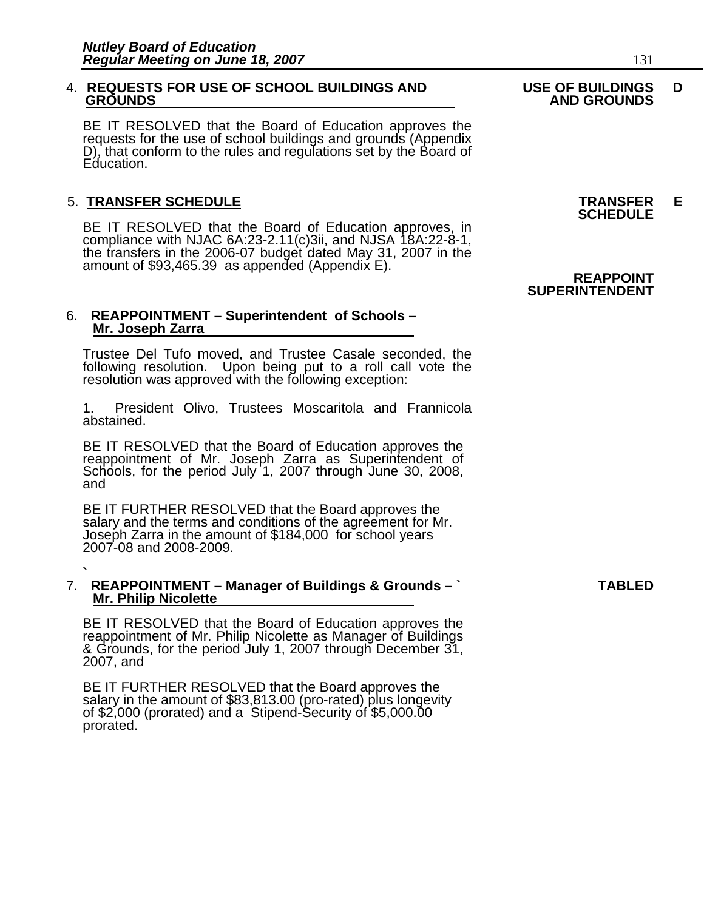4. **REQUESTS FOR USE OF SCHOOL BUILDINGS AND GROUNDS**

**USE OF BUILDINGS AND GROUNDS** **D**

BE IT RESOLVED that the Board of Education approves the requests for the use of school buildings and grounds (Appendix D), that conform to the rules and regulations set by the Board of Education.

5. **TRANSFER SCHEDULE**

**TRANSFER SCHEDULE** **E**

BE IT RESOLVED that the Board of Education approves, in compliance with NJAC 6A:23-2.11(c)3ii, and NJSA 18A:22-8-1, the transfers in the 2006-07 budget dated May 31, 2007 in the amount of $93,465.39 as appended (Appendix E).

**REAPPOINT SUPERINTENDENT**

6. **REAPPOINTMENT – Superintendent of Schools – Mr. Joseph Zarra**

Trustee Del Tufo moved, and Trustee Casale seconded, the following resolution. Upon being put to a roll call vote the resolution was approved with the following exception:

1. President Olivo, Trustees Moscaritola and Frannicola abstained.

BE IT RESOLVED that the Board of Education approves the reappointment of Mr. Joseph Zarra as Superintendent of Schools, for the period July 1, 2007 through June 30, 2008, and

BE IT FURTHER RESOLVED that the Board approves the salary and the terms and conditions of the agreement for Mr. Joseph Zarra in the amount of $184,000 for school years 2007-08 and 2008-2009.

`

7. **REAPPOINTMENT – Manager of Buildings & Grounds – ` Mr. Philip Nicolette**

**TABLED**

BE IT RESOLVED that the Board of Education approves the reappointment of Mr. Philip Nicolette as Manager of Buildings & Grounds, for the period July 1, 2007 through December 31, 2007, and

BE IT FURTHER RESOLVED that the Board approves the salary in the amount of $83,813.00 (pro-rated) plus longevity of $2,000 (prorated) and a Stipend-Security of $5,000.00 prorated.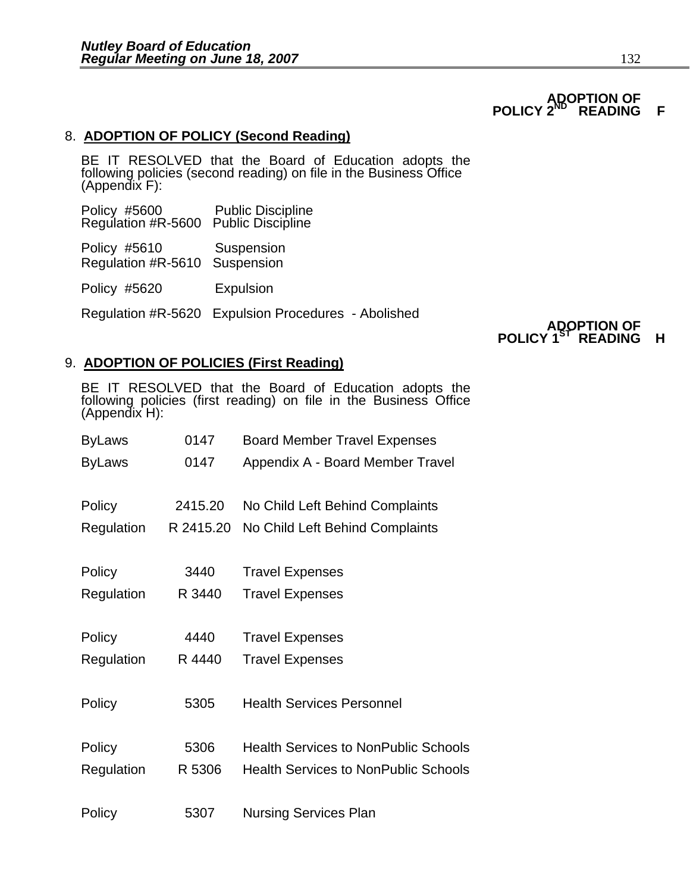**ADOPTION OF POLICY 2ND READING F**

8. **ADOPTION OF POLICY (Second Reading)**

BE IT RESOLVED that the Board of Education adopts the following policies (second reading) on file in the Business Office (Appendix F):

Policy #5600 Public Discipline
Regulation #R-5600 Public Discipline

Policy #5610 Suspension
Regulation #R-5610 Suspension

Policy #5620 Expulsion

Regulation #R-5620 Expulsion Procedures - Abolished

**ADOPTION OF POLICY 1ST READING H**

9. **ADOPTION OF POLICIES (First Reading)**

BE IT RESOLVED that the Board of Education adopts the following policies (first reading) on file in the Business Office (Appendix H):

| | | |
|---|---|---|
| ByLaws | 0147 | Board Member Travel Expenses |
| ByLaws | 0147 | Appendix A - Board Member Travel |
| Policy | 2415.20 | No Child Left Behind Complaints |
| Regulation | R 2415.20 | No Child Left Behind Complaints |
| Policy | 3440 | Travel Expenses |
| Regulation | R 3440 | Travel Expenses |
| Policy | 4440 | Travel Expenses |
| Regulation | R 4440 | Travel Expenses |
| Policy | 5305 | Health Services Personnel |
| Policy | 5306 | Health Services to NonPublic Schools |
| Regulation | R 5306 | Health Services to NonPublic Schools |
| Policy | 5307 | Nursing Services Plan |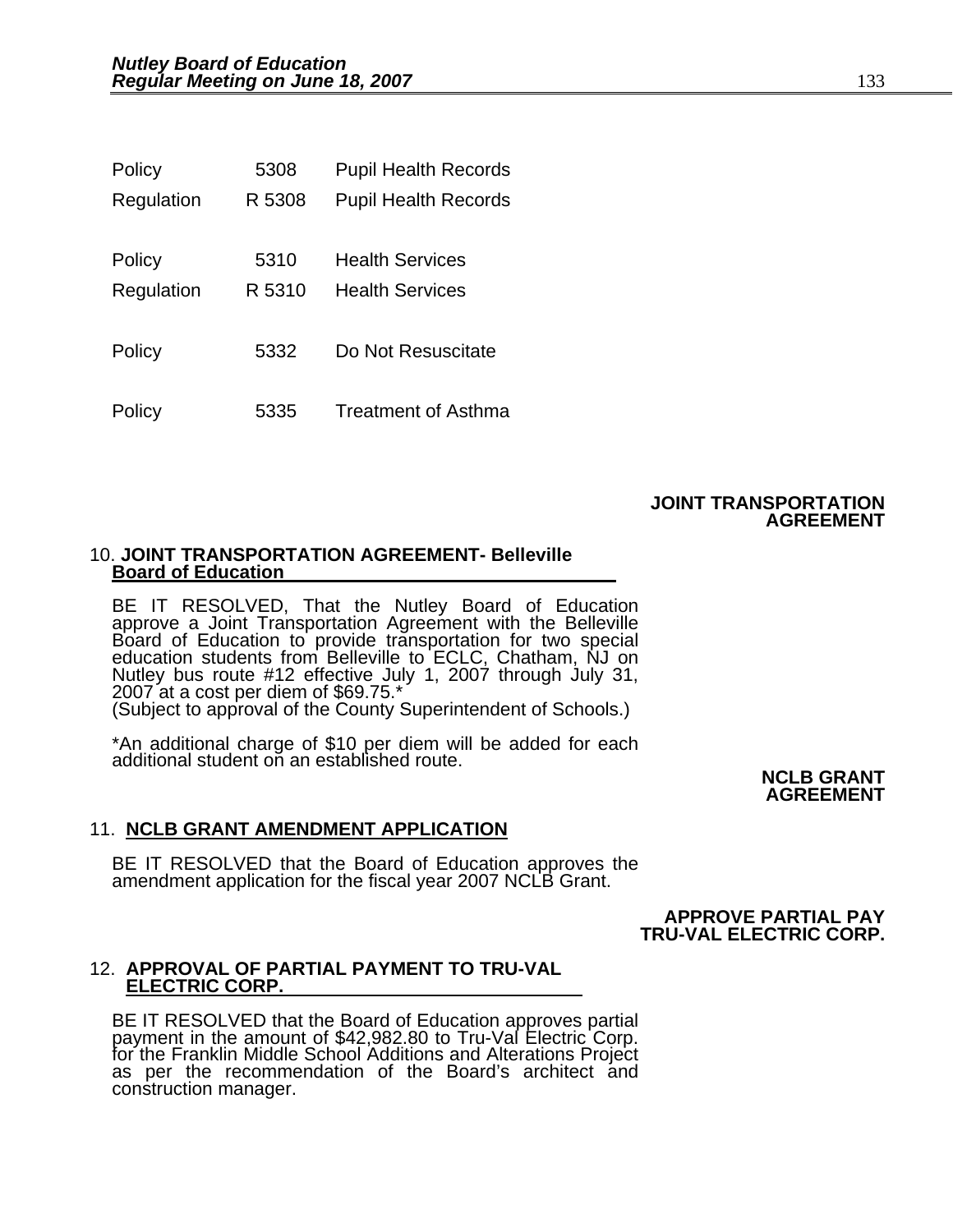| | | |
|---|---|---|
| Policy | 5308 | Pupil Health Records |
| Regulation | R 5308 | Pupil Health Records |
| Policy | 5310 | Health Services |
| Regulation | R 5310 | Health Services |
| Policy | 5332 | Do Not Resuscitate |
| Policy | 5335 | Treatment of Asthma |

**JOINT TRANSPORTATION AGREEMENT**

10. **JOINT TRANSPORTATION AGREEMENT- Belleville Board of Education**

BE IT RESOLVED, That the Nutley Board of Education approve a Joint Transportation Agreement with the Belleville Board of Education to provide transportation for two special education students from Belleville to ECLC, Chatham, NJ on Nutley bus route #12 effective July 1, 2007 through July 31, 2007 at a cost per diem of $69.75.*
(Subject to approval of the County Superintendent of Schools.)

*An additional charge of $10 per diem will be added for each additional student on an established route.

**NCLB GRANT AGREEMENT**

11. **NCLB GRANT AMENDMENT APPLICATION**

BE IT RESOLVED that the Board of Education approves the amendment application for the fiscal year 2007 NCLB Grant.

**APPROVE PARTIAL PAY TRU-VAL ELECTRIC CORP.**

12. **APPROVAL OF PARTIAL PAYMENT TO TRU-VAL ELECTRIC CORP.**

BE IT RESOLVED that the Board of Education approves partial payment in the amount of $42,982.80 to Tru-Val Electric Corp. for the Franklin Middle School Additions and Alterations Project as per the recommendation of the Board's architect and construction manager.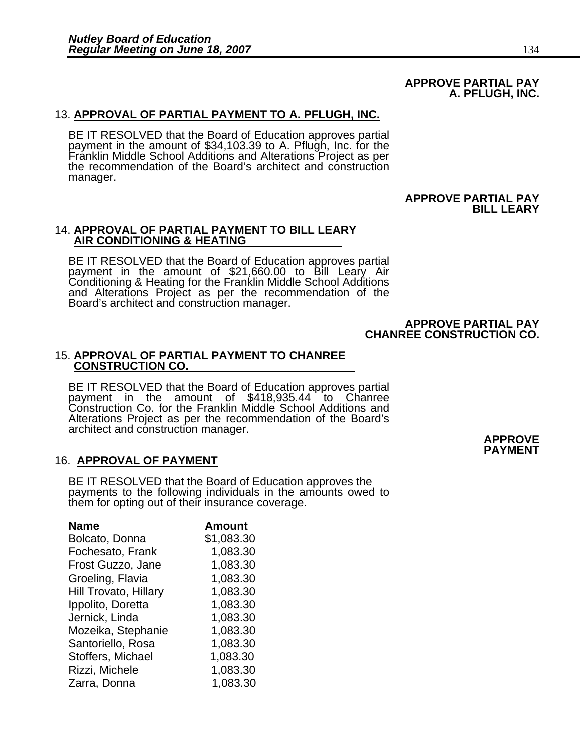**APPROVE PARTIAL PAY A. PFLUGH, INC.**

13. **APPROVAL OF PARTIAL PAYMENT TO A. PFLUGH, INC.**

BE IT RESOLVED that the Board of Education approves partial payment in the amount of $34,103.39 to A. Pflugh, Inc. for the Franklin Middle School Additions and Alterations Project as per the recommendation of the Board's architect and construction manager.

**APPROVE PARTIAL PAY BILL LEARY**

14. **APPROVAL OF PARTIAL PAYMENT TO BILL LEARY AIR CONDITIONING & HEATING**

BE IT RESOLVED that the Board of Education approves partial payment in the amount of $21,660.00 to Bill Leary Air Conditioning & Heating for the Franklin Middle School Additions and Alterations Project as per the recommendation of the Board's architect and construction manager.

**APPROVE PARTIAL PAY CHANREE CONSTRUCTION CO.**

15. **APPROVAL OF PARTIAL PAYMENT TO CHANREE CONSTRUCTION CO.**

BE IT RESOLVED that the Board of Education approves partial payment in the amount of $418,935.44 to Chanree Construction Co. for the Franklin Middle School Additions and Alterations Project as per the recommendation of the Board's architect and construction manager.

**APPROVE PAYMENT**

16. **APPROVAL OF PAYMENT**

BE IT RESOLVED that the Board of Education approves the payments to the following individuals in the amounts owed to them for opting out of their insurance coverage.

| Name | Amount |
|---|---|
| Bolcato, Donna | $1,083.30 |
| Fochesato, Frank | 1,083.30 |
| Frost Guzzo, Jane | 1,083.30 |
| Groeling, Flavia | 1,083.30 |
| Hill Trovato, Hillary | 1,083.30 |
| Ippolito, Doretta | 1,083.30 |
| Jernick, Linda | 1,083.30 |
| Mozeika, Stephanie | 1,083.30 |
| Santoriello, Rosa | 1,083.30 |
| Stoffers, Michael | 1,083.30 |
| Rizzi, Michele | 1,083.30 |
| Zarra, Donna | 1,083.30 |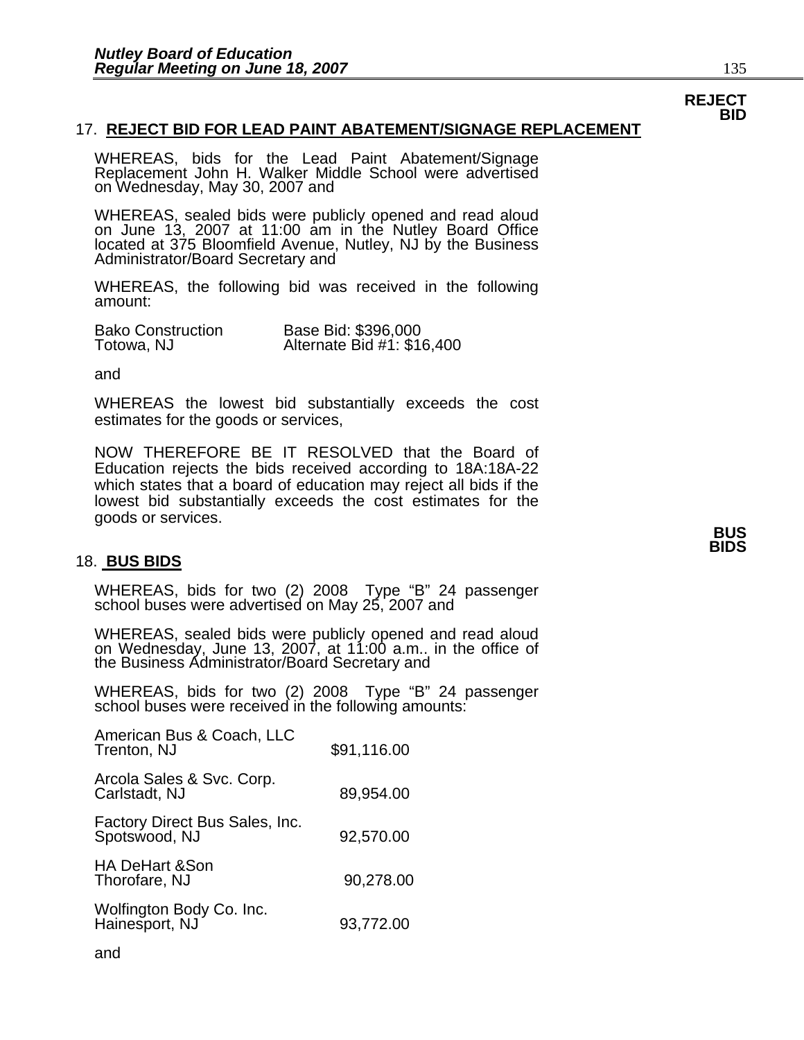**REJECT BID**

17. **REJECT BID FOR LEAD PAINT ABATEMENT/SIGNAGE REPLACEMENT**

WHEREAS, bids for the Lead Paint Abatement/Signage Replacement John H. Walker Middle School were advertised on Wednesday, May 30, 2007 and

WHEREAS, sealed bids were publicly opened and read aloud on June 13, 2007 at 11:00 am in the Nutley Board Office located at 375 Bloomfield Avenue, Nutley, NJ by the Business Administrator/Board Secretary and

WHEREAS, the following bid was received in the following amount:

| | |
|---|---|
| Bako Construction<br>Totowa, NJ | Base Bid: $396,000<br>Alternate Bid #1: $16,400 |

and

WHEREAS the lowest bid substantially exceeds the cost estimates for the goods or services,

NOW THEREFORE BE IT RESOLVED that the Board of Education rejects the bids received according to 18A:18A-22 which states that a board of education may reject all bids if the lowest bid substantially exceeds the cost estimates for the goods or services.

**BUS BIDS**

18. **BUS BIDS**

WHEREAS, bids for two (2) 2008 Type "B" 24 passenger school buses were advertised on May 25, 2007 and

WHEREAS, sealed bids were publicly opened and read aloud on Wednesday, June 13, 2007, at 11:00 a.m.. in the office of the Business Administrator/Board Secretary and

WHEREAS, bids for two (2) 2008 Type "B" 24 passenger school buses were received in the following amounts:

| | |
|---|---|
| American Bus & Coach, LLC<br>Trenton, NJ | $91,116.00 |
| Arcola Sales & Svc. Corp.<br>Carlstadt, NJ | 89,954.00 |
| Factory Direct Bus Sales, Inc.<br>Spotswood, NJ | 92,570.00 |
| HA DeHart &Son<br>Thorofare, NJ | 90,278.00 |
| Wolfington Body Co. Inc.<br>Hainesport, NJ | 93,772.00 |

and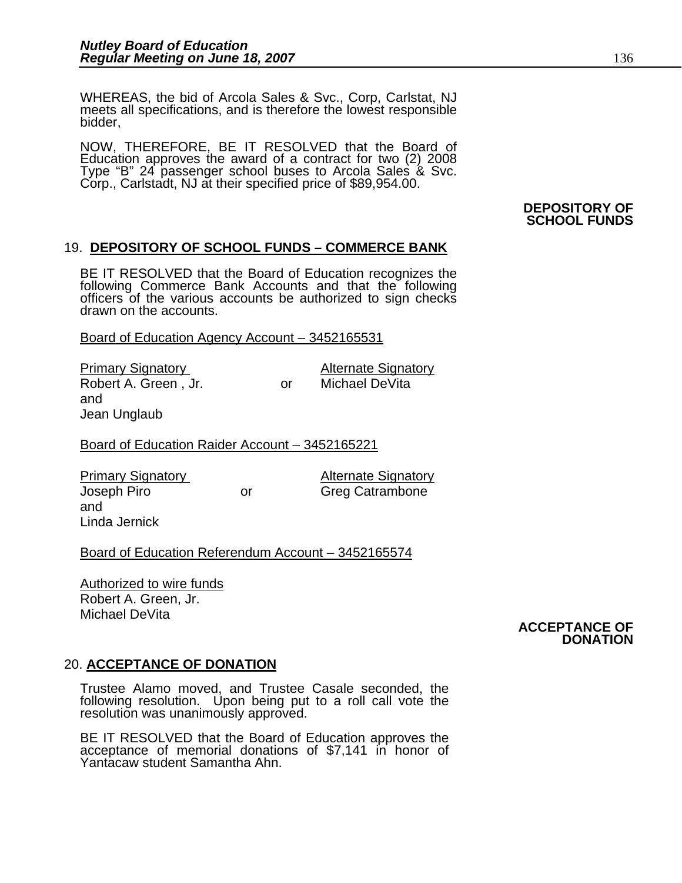WHEREAS, the bid of Arcola Sales & Svc., Corp, Carlstat, NJ meets all specifications, and is therefore the lowest responsible bidder,

NOW, THEREFORE, BE IT RESOLVED that the Board of Education approves the award of a contract for two (2) 2008 Type "B" 24 passenger school buses to Arcola Sales & Svc. Corp., Carlstadt, NJ at their specified price of $89,954.00.

**DEPOSITORY OF SCHOOL FUNDS**

19. **DEPOSITORY OF SCHOOL FUNDS – COMMERCE BANK**

BE IT RESOLVED that the Board of Education recognizes the following Commerce Bank Accounts and that the following officers of the various accounts be authorized to sign checks drawn on the accounts.

Board of Education Agency Account – 3452165531

| Primary Signatory | | Alternate Signatory |
|---|---|---|
| Robert A. Green , Jr. | or | Michael DeVita |
| and | | |
| Jean Unglaub | | |

Board of Education Raider Account – 3452165221

| Primary Signatory | | Alternate Signatory |
|---|---|---|
| Joseph Piro | or | Greg Catrambone |
| and | | |
| Linda Jernick | | |

Board of Education Referendum Account – 3452165574

Authorized to wire funds
Robert A. Green, Jr.
Michael DeVita

**ACCEPTANCE OF DONATION**

20. **ACCEPTANCE OF DONATION**

Trustee Alamo moved, and Trustee Casale seconded, the following resolution. Upon being put to a roll call vote the resolution was unanimously approved.

BE IT RESOLVED that the Board of Education approves the acceptance of memorial donations of $7,141 in honor of Yantacaw student Samantha Ahn.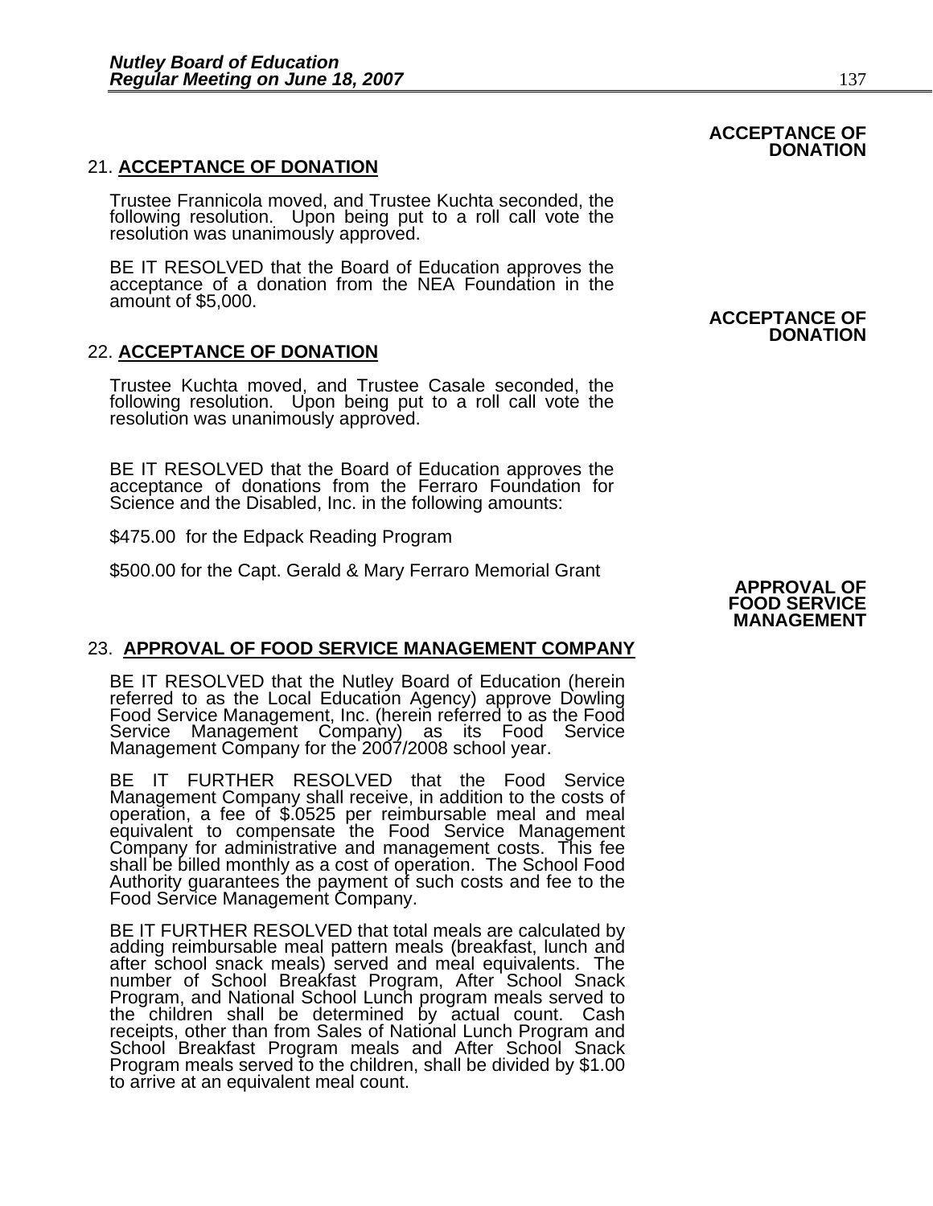**ACCEPTANCE OF DONATION**

21. **ACCEPTANCE OF DONATION**

Trustee Frannicola moved, and Trustee Kuchta seconded, the following resolution. Upon being put to a roll call vote the resolution was unanimously approved.

BE IT RESOLVED that the Board of Education approves the acceptance of a donation from the NEA Foundation in the amount of $5,000.

**ACCEPTANCE OF DONATION**

22. **ACCEPTANCE OF DONATION**

Trustee Kuchta moved, and Trustee Casale seconded, the following resolution. Upon being put to a roll call vote the resolution was unanimously approved.

BE IT RESOLVED that the Board of Education approves the acceptance of donations from the Ferraro Foundation for Science and the Disabled, Inc. in the following amounts:

$475.00 for the Edpack Reading Program

$500.00 for the Capt. Gerald & Mary Ferraro Memorial Grant

**APPROVAL OF FOOD SERVICE MANAGEMENT**

23. **APPROVAL OF FOOD SERVICE MANAGEMENT COMPANY**

BE IT RESOLVED that the Nutley Board of Education (herein referred to as the Local Education Agency) approve Dowling Food Service Management, Inc. (herein referred to as the Food Service Management Company) as its Food Service Management Company for the 2007/2008 school year.

BE IT FURTHER RESOLVED that the Food Service Management Company shall receive, in addition to the costs of operation, a fee of $.0525 per reimbursable meal and meal equivalent to compensate the Food Service Management Company for administrative and management costs. This fee shall be billed monthly as a cost of operation. The School Food Authority guarantees the payment of such costs and fee to the Food Service Management Company.

BE IT FURTHER RESOLVED that total meals are calculated by adding reimbursable meal pattern meals (breakfast, lunch and after school snack meals) served and meal equivalents. The number of School Breakfast Program, After School Snack Program, and National School Lunch program meals served to the children shall be determined by actual count. Cash receipts, other than from Sales of National Lunch Program and School Breakfast Program meals and After School Snack Program meals served to the children, shall be divided by $1.00 to arrive at an equivalent meal count.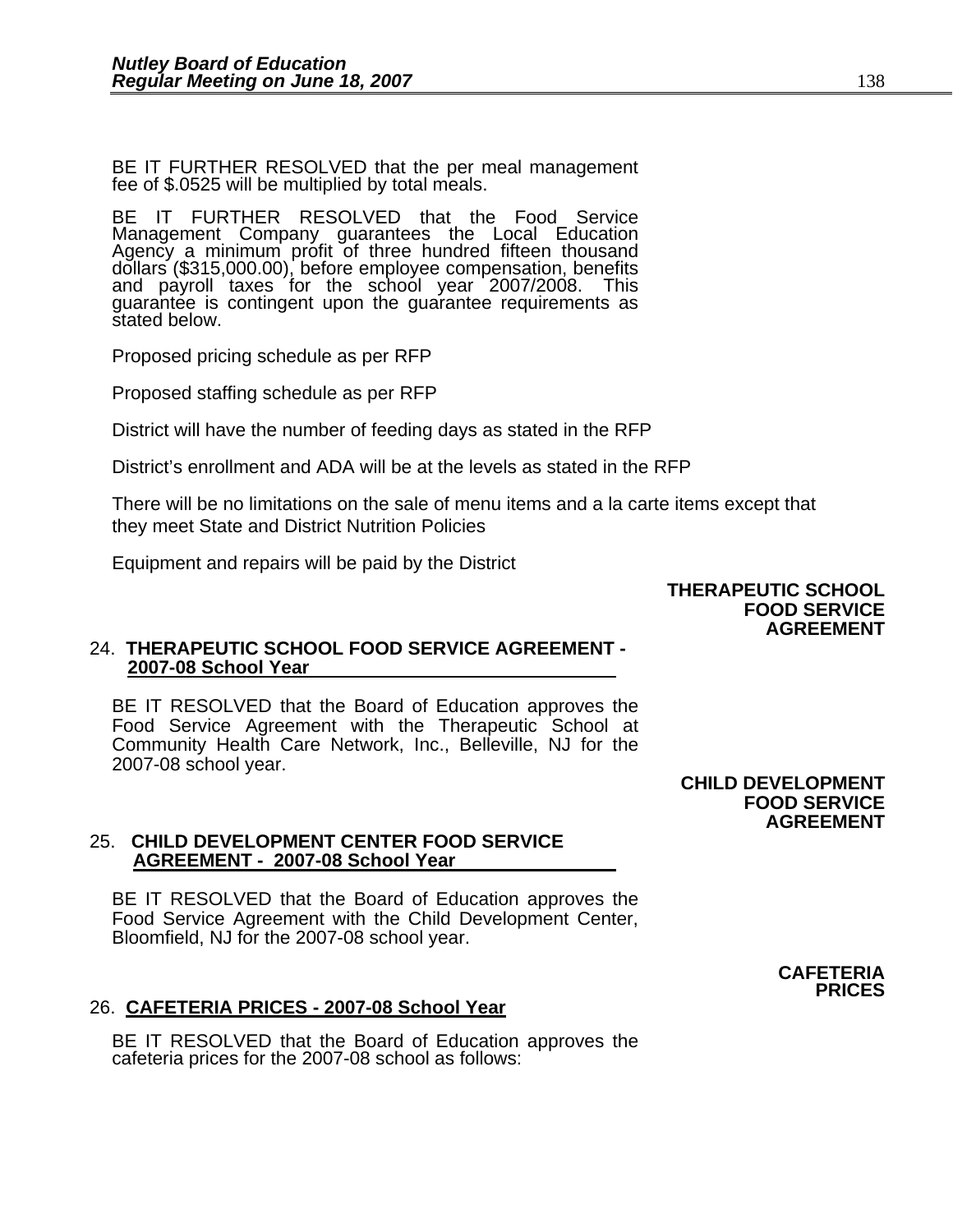BE IT FURTHER RESOLVED that the per meal management fee of $.0525 will be multiplied by total meals.

BE IT FURTHER RESOLVED that the Food Service Management Company guarantees the Local Education Agency a minimum profit of three hundred fifteen thousand dollars ($315,000.00), before employee compensation, benefits and payroll taxes for the school year 2007/2008. This guarantee is contingent upon the guarantee requirements as stated below.

Proposed pricing schedule as per RFP

Proposed staffing schedule as per RFP

District will have the number of feeding days as stated in the RFP

District's enrollment and ADA will be at the levels as stated in the RFP

There will be no limitations on the sale of menu items and a la carte items except that they meet State and District Nutrition Policies

Equipment and repairs will be paid by the District

**THERAPEUTIC SCHOOL FOOD SERVICE AGREEMENT**

24. **THERAPEUTIC SCHOOL FOOD SERVICE AGREEMENT - 2007-08 School Year**

BE IT RESOLVED that the Board of Education approves the Food Service Agreement with the Therapeutic School at Community Health Care Network, Inc., Belleville, NJ for the 2007-08 school year.

**CHILD DEVELOPMENT FOOD SERVICE AGREEMENT**

25. **CHILD DEVELOPMENT CENTER FOOD SERVICE AGREEMENT - 2007-08 School Year**

BE IT RESOLVED that the Board of Education approves the Food Service Agreement with the Child Development Center, Bloomfield, NJ for the 2007-08 school year.

**CAFETERIA PRICES**

26. **CAFETERIA PRICES - 2007-08 School Year**

BE IT RESOLVED that the Board of Education approves the cafeteria prices for the 2007-08 school as follows: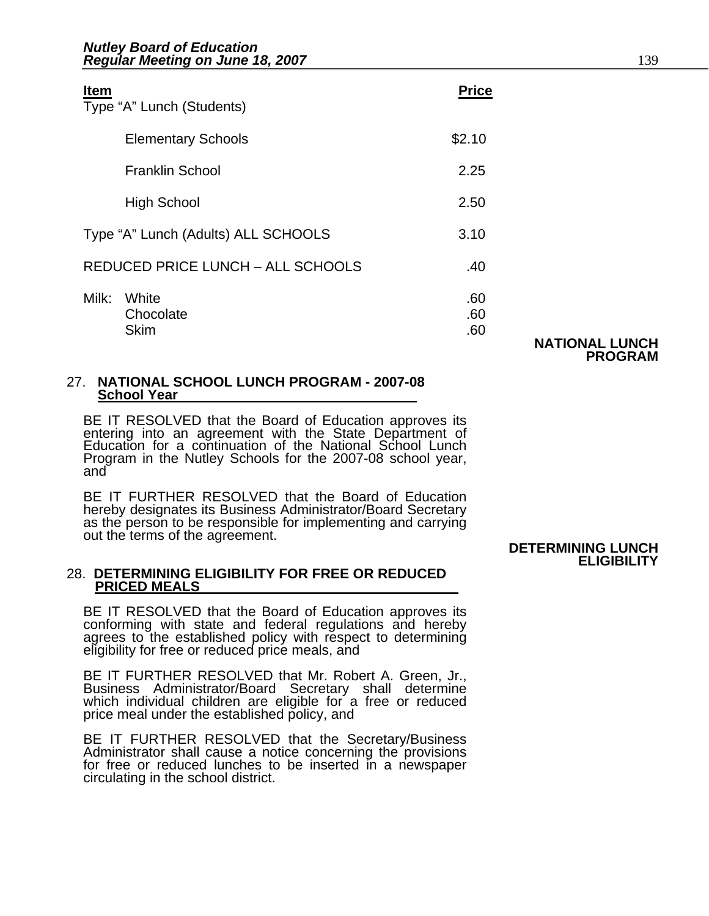| Item | Price |
|---|---|
| Type "A" Lunch (Students) | |
| Elementary Schools | $2.10 |
| Franklin School | 2.25 |
| High School | 2.50 |
| Type "A" Lunch (Adults) ALL SCHOOLS | 3.10 |
| REDUCED PRICE LUNCH – ALL SCHOOLS | .40 |
| Milk: White | .60 |
| Chocolate | .60 |
| Skim | .60 |

**NATIONAL LUNCH PROGRAM**

27. **NATIONAL SCHOOL LUNCH PROGRAM - 2007-08 School Year**

BE IT RESOLVED that the Board of Education approves its entering into an agreement with the State Department of Education for a continuation of the National School Lunch Program in the Nutley Schools for the 2007-08 school year, and

BE IT FURTHER RESOLVED that the Board of Education hereby designates its Business Administrator/Board Secretary as the person to be responsible for implementing and carrying out the terms of the agreement.

**DETERMINING LUNCH ELIGIBILITY**

28. **DETERMINING ELIGIBILITY FOR FREE OR REDUCED PRICED MEALS**

BE IT RESOLVED that the Board of Education approves its conforming with state and federal regulations and hereby agrees to the established policy with respect to determining eligibility for free or reduced price meals, and

BE IT FURTHER RESOLVED that Mr. Robert A. Green, Jr., Business Administrator/Board Secretary shall determine which individual children are eligible for a free or reduced price meal under the established policy, and

BE IT FURTHER RESOLVED that the Secretary/Business Administrator shall cause a notice concerning the provisions for free or reduced lunches to be inserted in a newspaper circulating in the school district.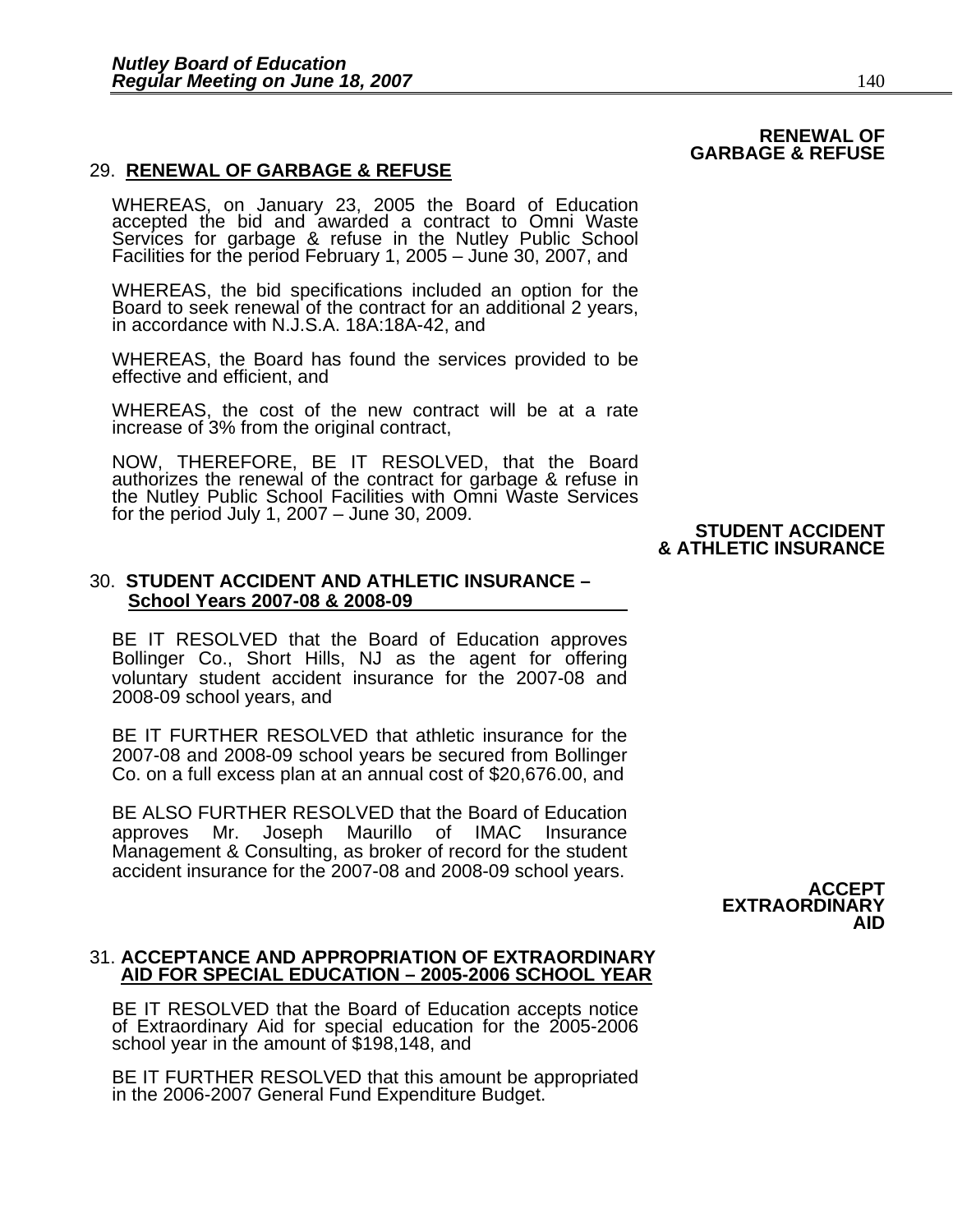**RENEWAL OF GARBAGE & REFUSE**

29. **RENEWAL OF GARBAGE & REFUSE**

WHEREAS, on January 23, 2005 the Board of Education accepted the bid and awarded a contract to Omni Waste Services for garbage & refuse in the Nutley Public School Facilities for the period February 1, 2005 – June 30, 2007, and

WHEREAS, the bid specifications included an option for the Board to seek renewal of the contract for an additional 2 years, in accordance with N.J.S.A. 18A:18A-42, and

WHEREAS, the Board has found the services provided to be effective and efficient, and

WHEREAS, the cost of the new contract will be at a rate increase of 3% from the original contract,

NOW, THEREFORE, BE IT RESOLVED, that the Board authorizes the renewal of the contract for garbage & refuse in the Nutley Public School Facilities with Omni Waste Services for the period July 1, 2007 – June 30, 2009.

**STUDENT ACCIDENT & ATHLETIC INSURANCE**

30. **STUDENT ACCIDENT AND ATHLETIC INSURANCE – School Years 2007-08 & 2008-09**

BE IT RESOLVED that the Board of Education approves Bollinger Co., Short Hills, NJ as the agent for offering voluntary student accident insurance for the 2007-08 and 2008-09 school years, and

BE IT FURTHER RESOLVED that athletic insurance for the 2007-08 and 2008-09 school years be secured from Bollinger Co. on a full excess plan at an annual cost of $20,676.00, and

BE ALSO FURTHER RESOLVED that the Board of Education approves Mr. Joseph Maurillo of IMAC Insurance Management & Consulting, as broker of record for the student accident insurance for the 2007-08 and 2008-09 school years.

**ACCEPT EXTRAORDINARY AID**

31. **ACCEPTANCE AND APPROPRIATION OF EXTRAORDINARY AID FOR SPECIAL EDUCATION – 2005-2006 SCHOOL YEAR**

BE IT RESOLVED that the Board of Education accepts notice of Extraordinary Aid for special education for the 2005-2006 school year in the amount of $198,148, and

BE IT FURTHER RESOLVED that this amount be appropriated in the 2006-2007 General Fund Expenditure Budget.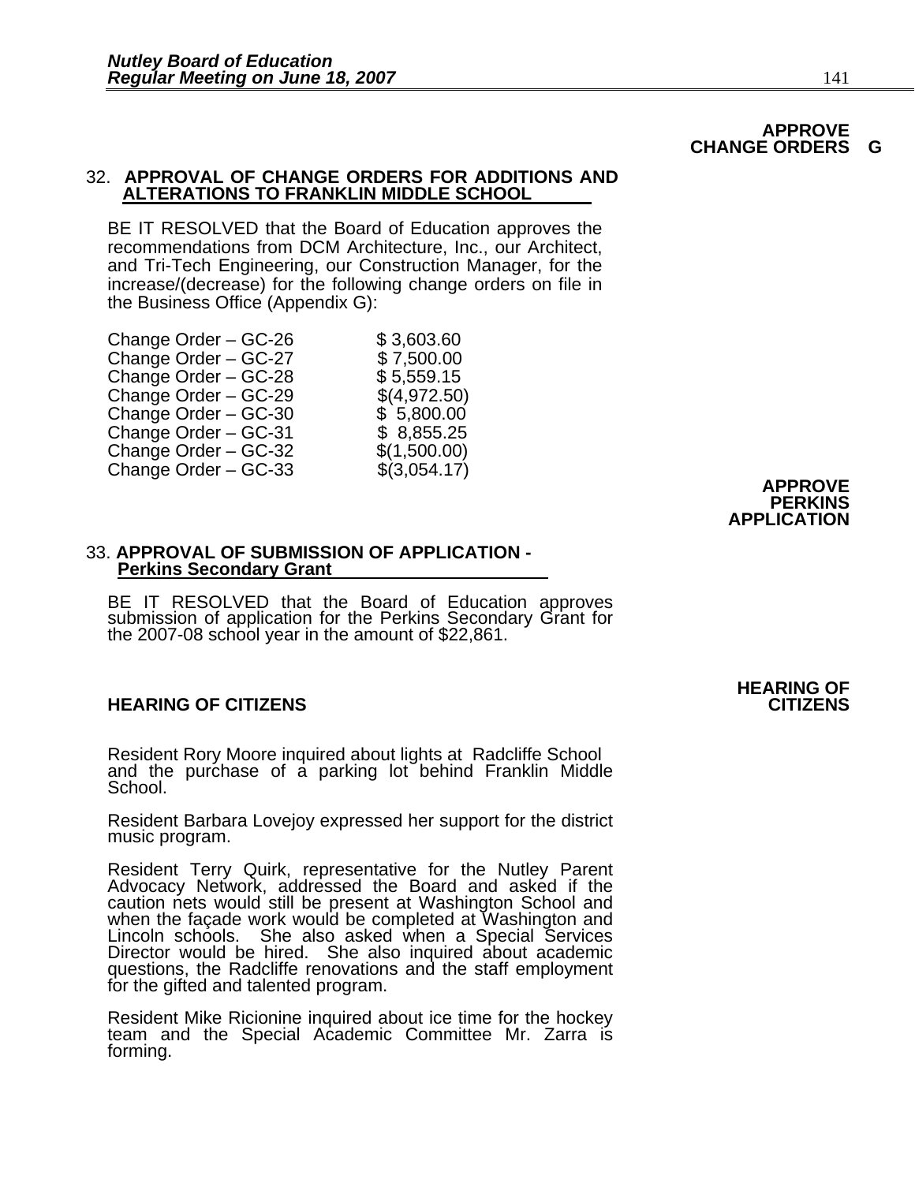**APPROVE CHANGE ORDERS G**

## 32. APPROVAL OF CHANGE ORDERS FOR ADDITIONS AND ALTERATIONS TO FRANKLIN MIDDLE SCHOOL

BE IT RESOLVED that the Board of Education approves the recommendations from DCM Architecture, Inc., our Architect, and Tri-Tech Engineering, our Construction Manager, for the increase/(decrease) for the following change orders on file in the Business Office (Appendix G):

| | |
|---|---|
| Change Order – GC-26 | $ 3,603.60 |
| Change Order – GC-27 | $ 7,500.00 |
| Change Order – GC-28 | $ 5,559.15 |
| Change Order – GC-29 | $(4,972.50) |
| Change Order – GC-30 | $ 5,800.00 |
| Change Order – GC-31 | $ 8,855.25 |
| Change Order – GC-32 | $(1,500.00) |
| Change Order – GC-33 | $(3,054.17) |

**APPROVE PERKINS APPLICATION**

## 33. APPROVAL OF SUBMISSION OF APPLICATION - Perkins Secondary Grant

BE IT RESOLVED that the Board of Education approves submission of application for the Perkins Secondary Grant for the 2007-08 school year in the amount of $22,861.

**HEARING OF CITIZENS**

## HEARING OF CITIZENS

Resident Rory Moore inquired about lights at Radcliffe School and the purchase of a parking lot behind Franklin Middle School.

Resident Barbara Lovejoy expressed her support for the district music program.

Resident Terry Quirk, representative for the Nutley Parent Advocacy Network, addressed the Board and asked if the caution nets would still be present at Washington School and when the façade work would be completed at Washington and Lincoln schools. She also asked when a Special Services Director would be hired. She also inquired about academic questions, the Radcliffe renovations and the staff employment for the gifted and talented program.

Resident Mike Ricionine inquired about ice time for the hockey team and the Special Academic Committee Mr. Zarra is forming.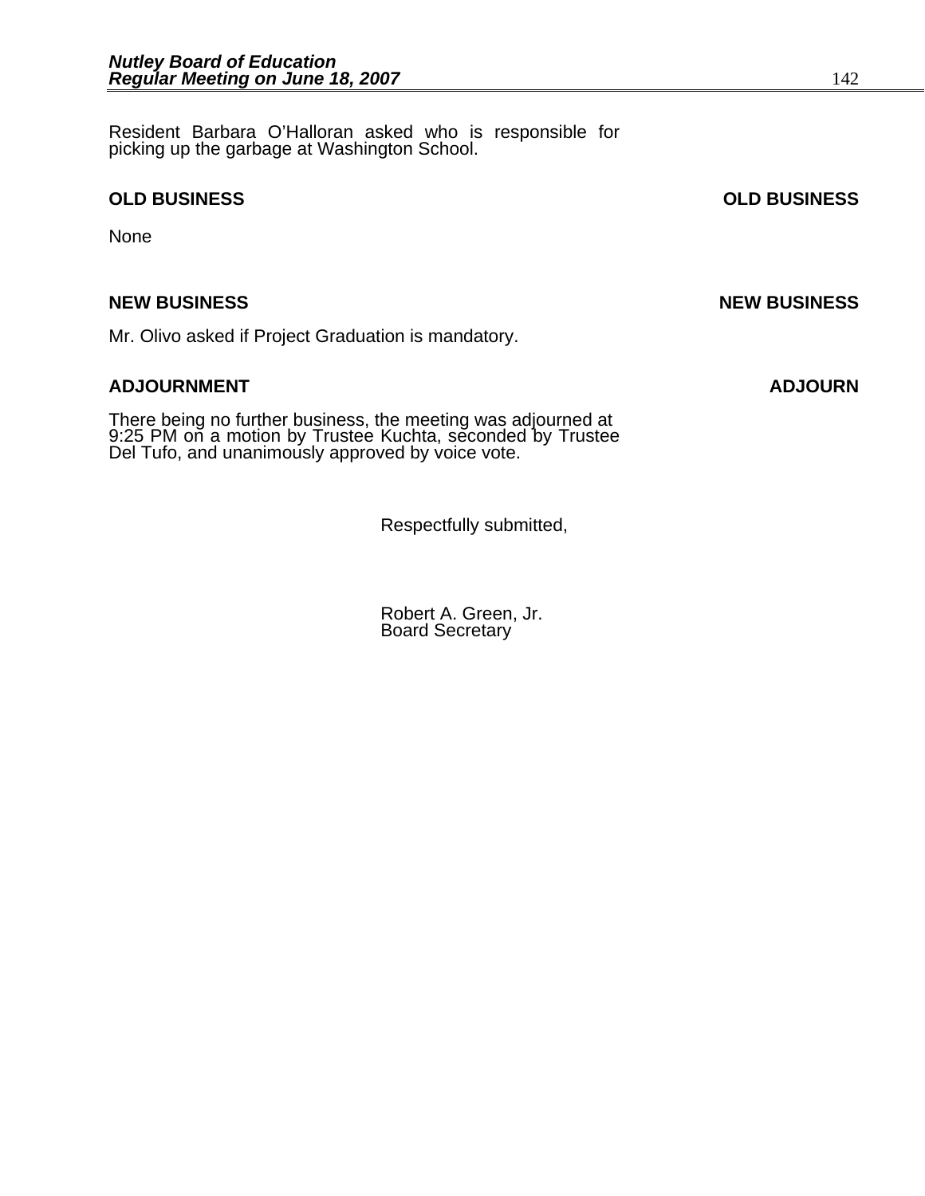Resident Barbara O'Halloran asked who is responsible for picking up the garbage at Washington School.

**OLD BUSINESS** **OLD BUSINESS**

None

**NEW BUSINESS** **NEW BUSINESS**

Mr. Olivo asked if Project Graduation is mandatory.

**ADJOURNMENT** **ADJOURN**

There being no further business, the meeting was adjourned at 9:25 PM on a motion by Trustee Kuchta, seconded by Trustee Del Tufo, and unanimously approved by voice vote.

Respectfully submitted,

Robert A. Green, Jr.
Board Secretary